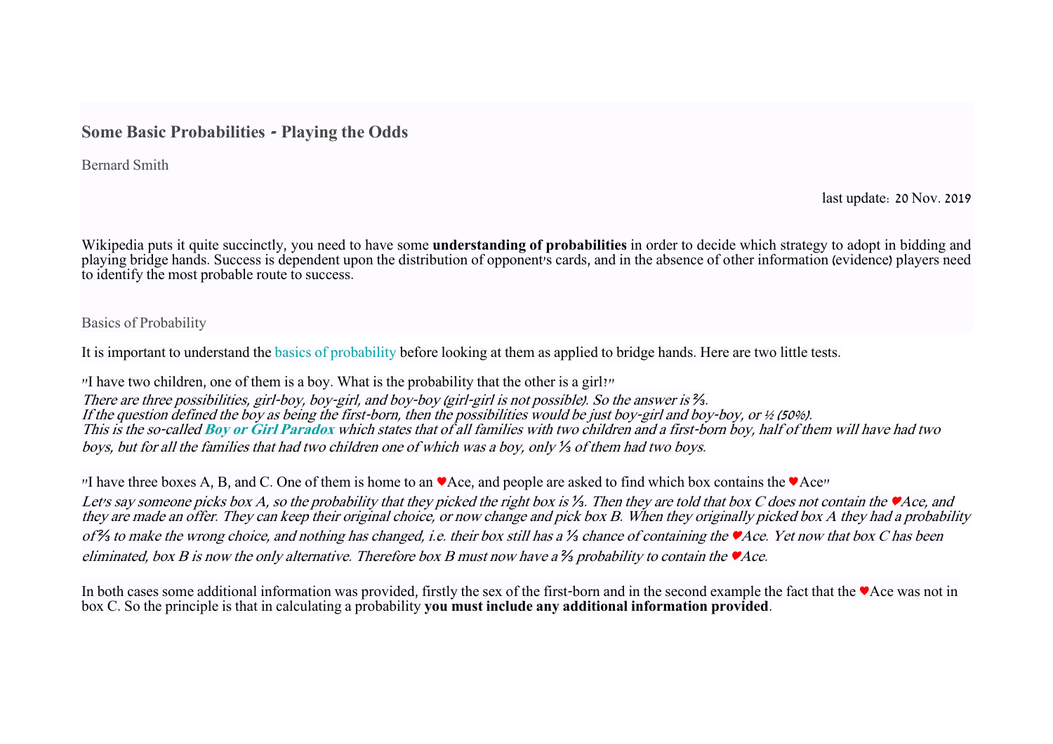## Some Basic Probabilities - Playing the Odds

Bernard Smith

last update: 20 Nov. 2019

Wikipedia puts it quite succinctly, you need to have some **understanding of probabilities** in order to decide which strategy to adopt in bidding and playing bridge hands. Success is dependent upon the distribution of opponent's cards, and in the absence of other information (evidence) players need to identify the most probable route to success.

### Basics of Probability

It is important to understand the basics of probability before looking at them as applied to bridge hands. Here are two little tests.

"I have two children, one of them is a boy. What is the probability that the other is a girl?"
*There are three possibilities, girl-boy, boy-girl, and boy-boy (girl-girl is not possible). So the answer is ⅔.*
*If the question defined the boy as being the first-born, then the possibilities would be just boy-girl and boy-boy, or ½ (50%).*
*This is the so-called* ***Boy or Girl Paradox*** *which states that of all families with two children and a first-born boy, half of them will have had two boys, but for all the families that had two children one of which was a boy, only ⅓ of them had two boys.*

"I have three boxes A, B, and C. One of them is home to an ♥Ace, and people are asked to find which box contains the ♥Ace"
*Let's say someone picks box A, so the probability that they picked the right box is ⅓. Then they are told that box C does not contain the ♥Ace, and they are made an offer. They can keep their original choice, or now change and pick box B. When they originally picked box A they had a probability of ⅔ to make the wrong choice, and nothing has changed, i.e. their box still has a ⅓ chance of containing the ♥Ace. Yet now that box C has been eliminated, box B is now the only alternative. Therefore box B must now have a ⅔ probability to contain the ♥Ace.*

In both cases some additional information was provided, firstly the sex of the first-born and in the second example the fact that the ♥Ace was not in box C. So the principle is that in calculating a probability **you must include any additional information provided**.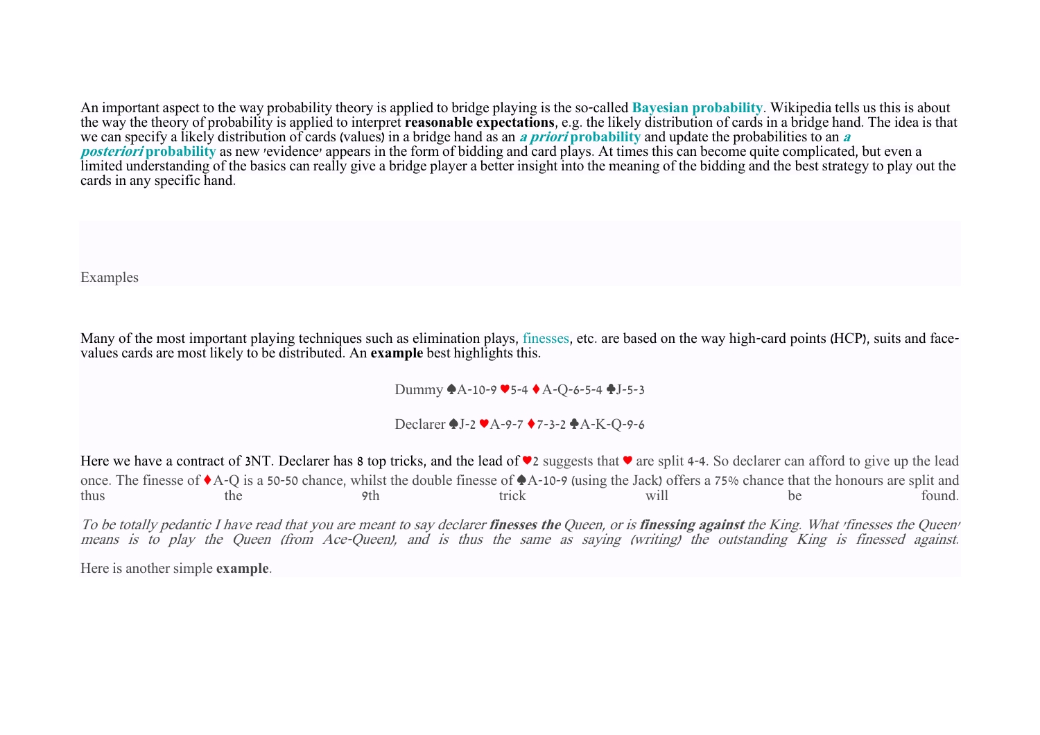An important aspect to the way probability theory is applied to bridge playing is the so-called **Bayesian probability**. Wikipedia tells us this is about the way the theory of probability is applied to interpret **reasonable expectations**, e.g. the likely distribution of cards in a bridge hand. The idea is that we can specify a likely distribution of cards (values) in a bridge hand as an ***a priori* probability** and update the probabilities to an ***a posteriori* probability** as new 'evidence' appears in the form of bidding and card plays. At times this can become quite complicated, but even a limited understanding of the basics can really give a bridge player a better insight into the meaning of the bidding and the best strategy to play out the cards in any specific hand.

## Examples

Many of the most important playing techniques such as elimination plays, finesses, etc. are based on the way high-card points (HCP), suits and face-values cards are most likely to be distributed. An **example** best highlights this.

Dummy ♠A-10-9 ♥5-4 ♦A-Q-6-5-4 ♣J-5-3

Declarer ♠J-2 ♥A-9-7 ♦7-3-2 ♣A-K-Q-9-6

Here we have a contract of 3NT. Declarer has 8 top tricks, and the lead of ♥2 suggests that ♥ are split 4-4. So declarer can afford to give up the lead once. The finesse of ♦A-Q is a 50-50 chance, whilst the double finesse of ♠A-10-9 (using the Jack) offers a 75% chance that the honours are split and thus the 9th trick will be found.

*To be totally pedantic I have read that you are meant to say declarer **finesses the** Queen, or is **finessing against** the King. What 'finesses the Queen' means is to play the Queen (from Ace-Queen), and is thus the same as saying (writing) the outstanding King is finessed against.*

Here is another simple **example**.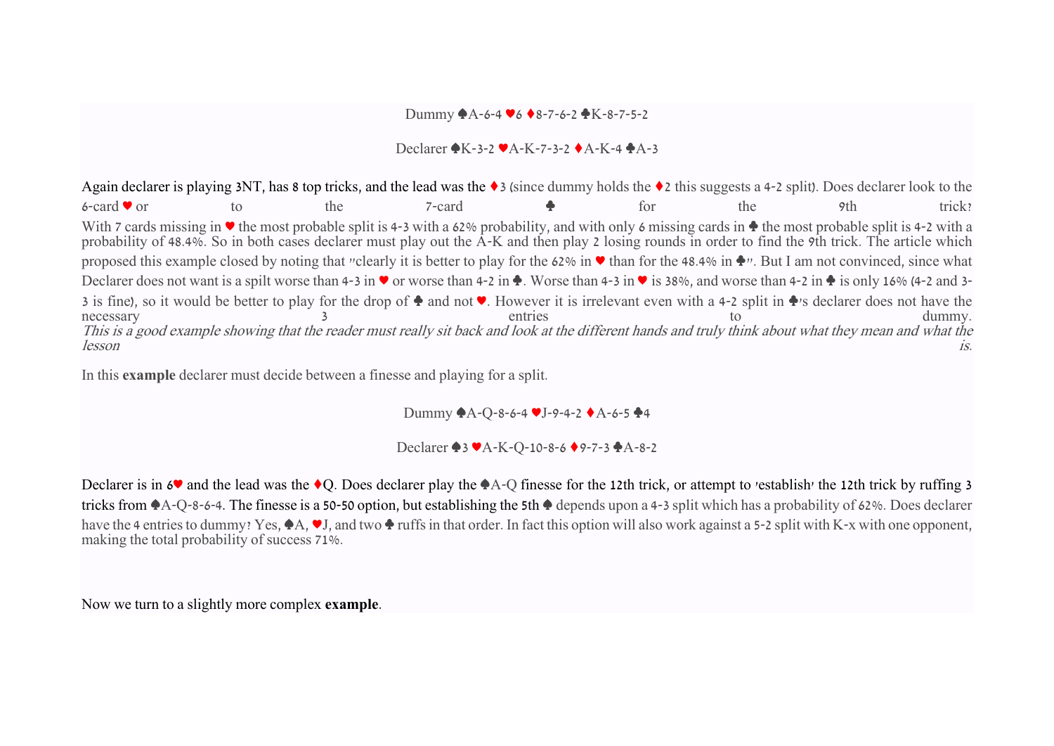Dummy ♠A-6-4 ♥6 ♦8-7-6-2 ♣K-8-7-5-2

Declarer ♠K-3-2 ♥A-K-7-3-2 ♦A-K-4 ♣A-3

Again declarer is playing 3NT, has 8 top tricks, and the lead was the ♦3 (since dummy holds the ♦2 this suggests a 4-2 split). Does declarer look to the 6-card ♥ or to the 7-card ♣ for the 9th trick? With 7 cards missing in ♥ the most probable split is 4-3 with a 62% probability, and with only 6 missing cards in ♣ the most probable split is 4-2 with a probability of 48.4%. So in both cases declarer must play out the A-K and then play 2 losing rounds in order to find the 9th trick. The article which proposed this example closed by noting that "clearly it is better to play for the 62% in ♥ than for the 48.4% in ♣". But I am not convinced, since what Declarer does not want is a spilt worse than 4-3 in ♥ or worse than 4-2 in ♣. Worse than 4-3 in ♥ is 38%, and worse than 4-2 in ♣ is only 16% (4-2 and 3-3 is fine), so it would be better to play for the drop of ♣ and not ♥. However it is irrelevant even with a 4-2 split in ♣'s declarer does not have the necessary 3 entries to dummy.
*This is a good example showing that the reader must really sit back and look at the different hands and truly think about what they mean and what the lesson is.*

In this **example** declarer must decide between a finesse and playing for a split.

Dummy ♠A-Q-8-6-4 ♥J-9-4-2 ♦A-6-5 ♣4

Declarer ♠3 ♥A-K-Q-10-8-6 ♦9-7-3 ♣A-8-2

Declarer is in 6♥ and the lead was the ♦Q. Does declarer play the ♠A-Q finesse for the 12th trick, or attempt to 'establish' the 12th trick by ruffing 3 tricks from ♠A-Q-8-6-4. The finesse is a 50-50 option, but establishing the 5th ♠ depends upon a 4-3 split which has a probability of 62%. Does declarer have the 4 entries to dummy? Yes, ♠A, ♥J, and two ♣ ruffs in that order. In fact this option will also work against a 5-2 split with K-x with one opponent, making the total probability of success 71%.

Now we turn to a slightly more complex **example**.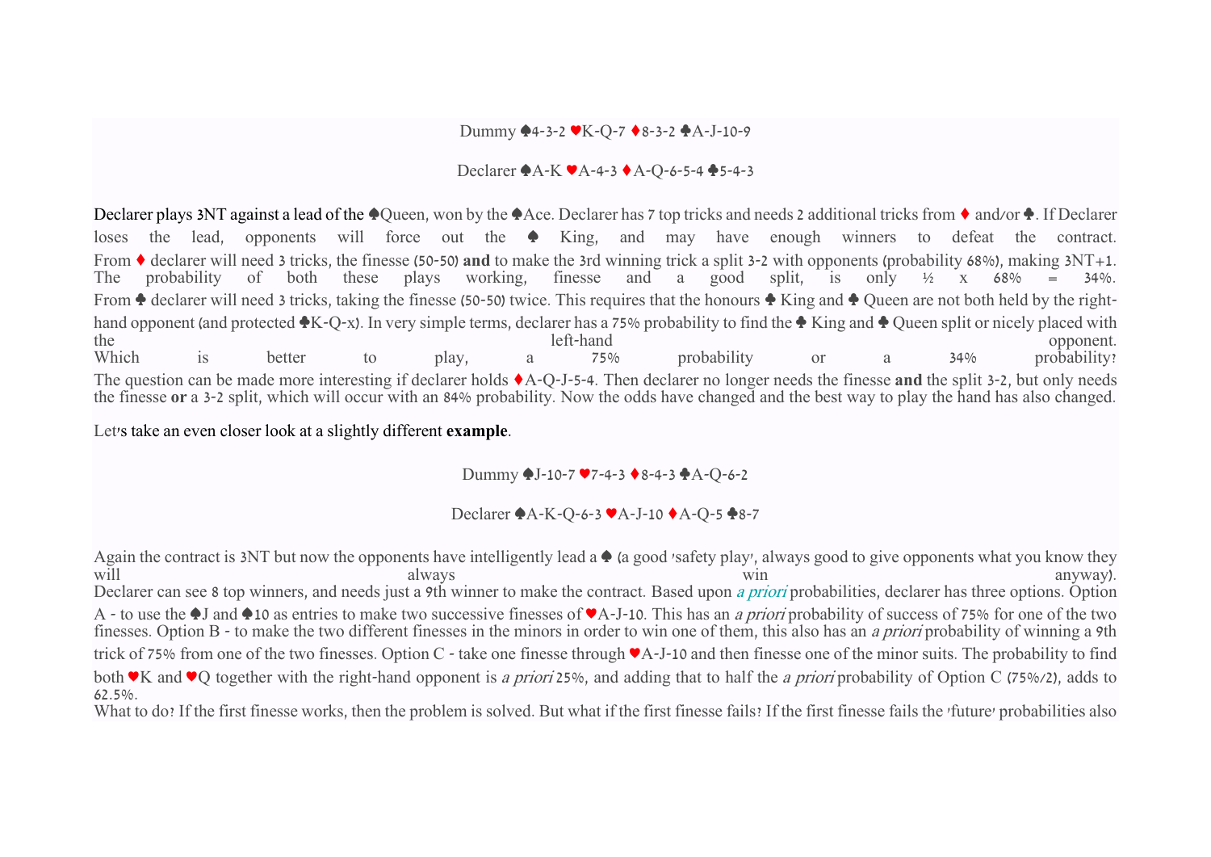Dummy ♠4-3-2 ♥K-Q-7 ♦8-3-2 ♣A-J-10-9

Declarer ♠A-K ♥A-4-3 ♦A-Q-6-5-4 ♣5-4-3

Declarer plays 3NT against a lead of the ♠Queen, won by the ♠Ace. Declarer has 7 top tricks and needs 2 additional tricks from ♦ and/or ♣. If Declarer loses the lead, opponents will force out the ♠ King, and may have enough winners to defeat the contract.
From ♦ declarer will need 3 tricks, the finesse (50-50) **and** to make the 3rd winning trick a split 3-2 with opponents (probability 68%), making 3NT+1. The probability of both these plays working, finesse and a good split, is only ½ x 68% = 34%.
From ♣ declarer will need 3 tricks, taking the finesse (50-50) twice. This requires that the honours ♣ King and ♣ Queen are not both held by the right-hand opponent (and protected ♣K-Q-x). In very simple terms, declarer has a 75% probability to find the ♣ King and ♣ Queen split or nicely placed with the left-hand opponent.
Which is better to play, a 75% probability or a 34% probability?
The question can be made more interesting if declarer holds ♦A-Q-J-5-4. Then declarer no longer needs the finesse **and** the split 3-2, but only needs the finesse **or** a 3-2 split, which will occur with an 84% probability. Now the odds have changed and the best way to play the hand has also changed.

Let's take an even closer look at a slightly different **example**.

Dummy ♠J-10-7 ♥7-4-3 ♦8-4-3 ♣A-Q-6-2

Declarer ♠A-K-Q-6-3 ♥A-J-10 ♦A-Q-5 ♣8-7

Again the contract is 3NT but now the opponents have intelligently lead a ♠ (a good 'safety play', always good to give opponents what you know they will always win anyway).
Declarer can see 8 top winners, and needs just a 9th winner to make the contract. Based upon *a priori* probabilities, declarer has three options. Option A - to use the ♠J and ♠10 as entries to make two successive finesses of ♥A-J-10. This has an *a priori* probability of success of 75% for one of the two finesses. Option B - to make the two different finesses in the minors in order to win one of them, this also has an *a priori* probability of winning a 9th trick of 75% from one of the two finesses. Option C - take one finesse through ♥A-J-10 and then finesse one of the minor suits. The probability to find both ♥K and ♥Q together with the right-hand opponent is *a priori* 25%, and adding that to half the *a priori* probability of Option C (75%/2), adds to 62.5%.
What to do? If the first finesse works, then the problem is solved. But what if the first finesse fails? If the first finesse fails the 'future' probabilities also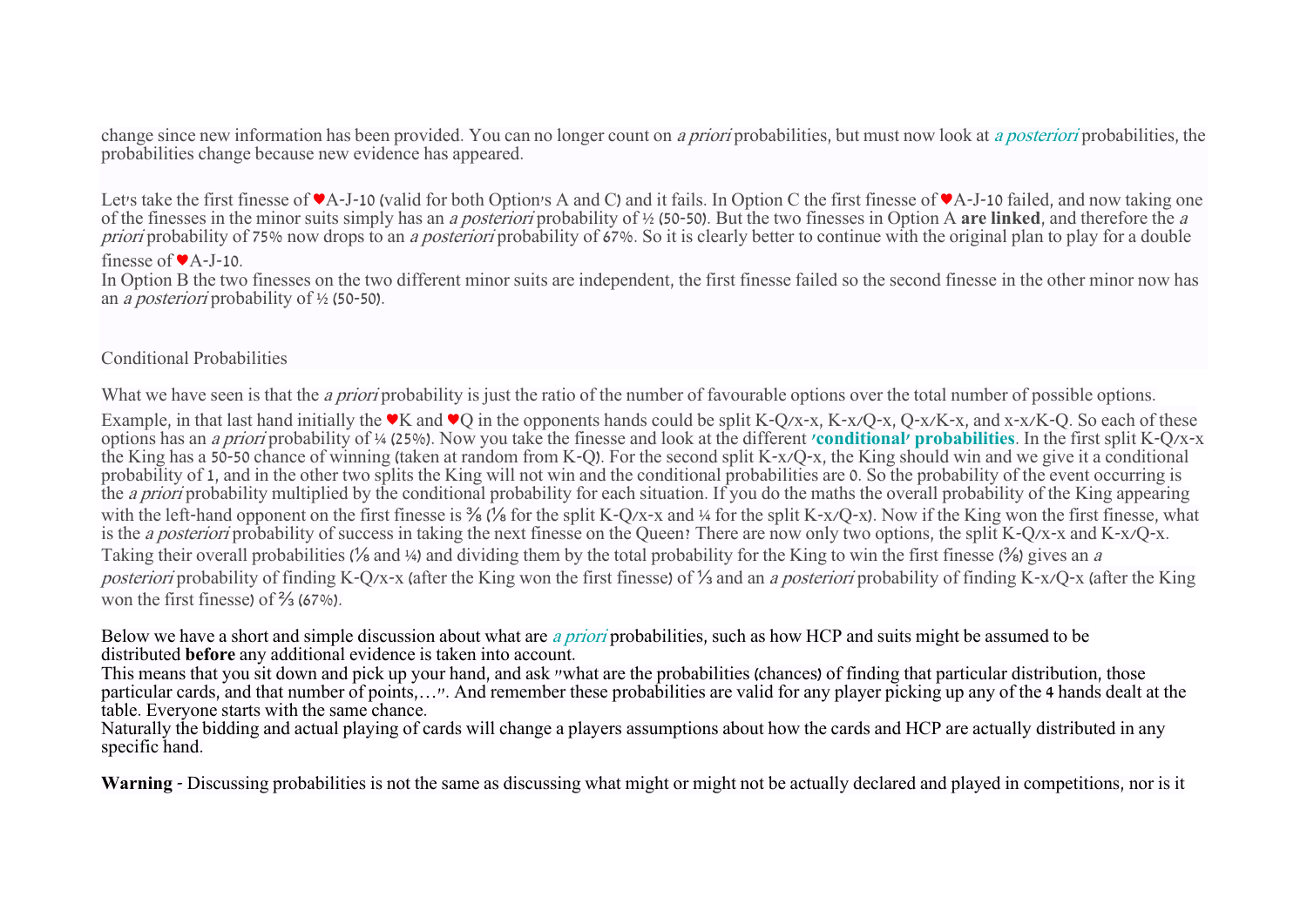change since new information has been provided. You can no longer count on *a priori* probabilities, but must now look at *a posteriori* probabilities, the probabilities change because new evidence has appeared.

Let's take the first finesse of ♥A-J-10 (valid for both Option's A and C) and it fails. In Option C the first finesse of ♥A-J-10 failed, and now taking one of the finesses in the minor suits simply has an *a posteriori* probability of ½ (50-50). But the two finesses in Option A **are linked**, and therefore the *a priori* probability of 75% now drops to an *a posteriori* probability of 67%. So it is clearly better to continue with the original plan to play for a double finesse of ♥A-J-10.
In Option B the two finesses on the two different minor suits are independent, the first finesse failed so the second finesse in the other minor now has an *a posteriori* probability of ½ (50-50).

Conditional Probabilities

What we have seen is that the *a priori* probability is just the ratio of the number of favourable options over the total number of possible options.
Example, in that last hand initially the ♥K and ♥Q in the opponents hands could be split K-Q/x-x, K-x/Q-x, Q-x/K-x, and x-x/K-Q. So each of these options has an *a priori* probability of ¼ (25%). Now you take the finesse and look at the different **'conditional' probabilities**. In the first split K-Q/x-x the King has a 50-50 chance of winning (taken at random from K-Q). For the second split K-x/Q-x, the King should win and we give it a conditional probability of 1, and in the other two splits the King will not win and the conditional probabilities are 0. So the probability of the event occurring is the *a priori* probability multiplied by the conditional probability for each situation. If you do the maths the overall probability of the King appearing with the left-hand opponent on the first finesse is ⅜ (⅛ for the split K-Q/x-x and ¼ for the split K-x/Q-x). Now if the King won the first finesse, what is the *a posteriori* probability of success in taking the next finesse on the Queen? There are now only two options, the split K-Q/x-x and K-x/Q-x. Taking their overall probabilities (⅛ and ¼) and dividing them by the total probability for the King to win the first finesse (⅜) gives an *a posteriori* probability of finding K-Q/x-x (after the King won the first finesse) of ⅓ and an *a posteriori* probability of finding K-x/Q-x (after the King won the first finesse) of ⅔ (67%).

Below we have a short and simple discussion about what are *a priori* probabilities, such as how HCP and suits might be assumed to be distributed **before** any additional evidence is taken into account.
This means that you sit down and pick up your hand, and ask "what are the probabilities (chances) of finding that particular distribution, those particular cards, and that number of points,…". And remember these probabilities are valid for any player picking up any of the 4 hands dealt at the table. Everyone starts with the same chance.
Naturally the bidding and actual playing of cards will change a players assumptions about how the cards and HCP are actually distributed in any specific hand.

**Warning** - Discussing probabilities is not the same as discussing what might or might not be actually declared and played in competitions, nor is it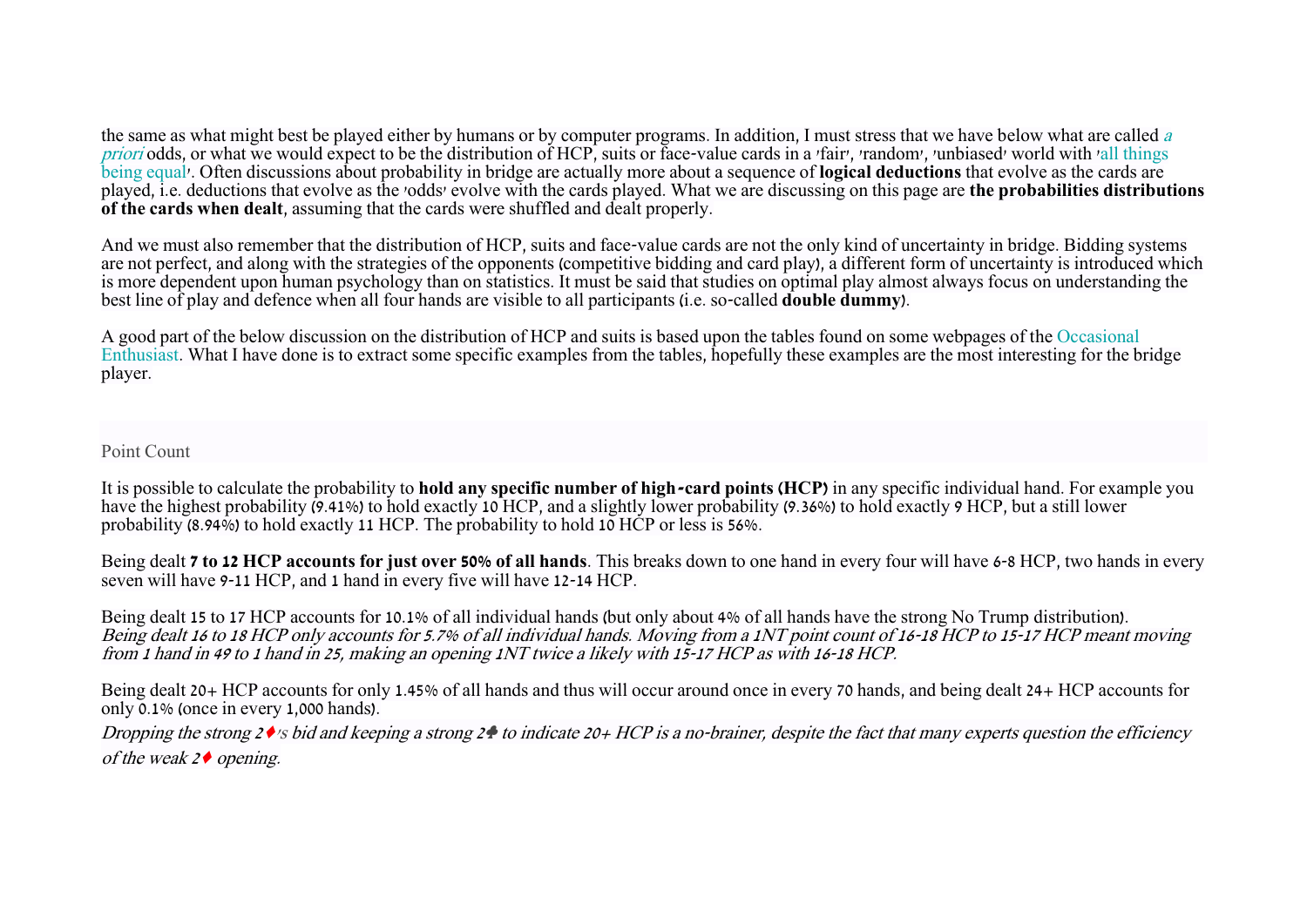the same as what might best be played either by humans or by computer programs. In addition, I must stress that we have below what are called *a priori* odds, or what we would expect to be the distribution of HCP, suits or face-value cards in a 'fair', 'random', 'unbiased' world with 'all things being equal'. Often discussions about probability in bridge are actually more about a sequence of **logical deductions** that evolve as the cards are played, i.e. deductions that evolve as the 'odds' evolve with the cards played. What we are discussing on this page are **the probabilities distributions of the cards when dealt**, assuming that the cards were shuffled and dealt properly.

And we must also remember that the distribution of HCP, suits and face-value cards are not the only kind of uncertainty in bridge. Bidding systems are not perfect, and along with the strategies of the opponents (competitive bidding and card play), a different form of uncertainty is introduced which is more dependent upon human psychology than on statistics. It must be said that studies on optimal play almost always focus on understanding the best line of play and defence when all four hands are visible to all participants (i.e. so-called **double dummy**).

A good part of the below discussion on the distribution of HCP and suits is based upon the tables found on some webpages of the Occasional Enthusiast. What I have done is to extract some specific examples from the tables, hopefully these examples are the most interesting for the bridge player.

## Point Count

It is possible to calculate the probability to **hold any specific number of high-card points (HCP)** in any specific individual hand. For example you have the highest probability (9.41%) to hold exactly 10 HCP, and a slightly lower probability (9.36%) to hold exactly 9 HCP, but a still lower probability (8.94%) to hold exactly 11 HCP. The probability to hold 10 HCP or less is 56%.

Being dealt **7 to 12 HCP accounts for just over 50% of all hands**. This breaks down to one hand in every four will have 6-8 HCP, two hands in every seven will have 9-11 HCP, and 1 hand in every five will have 12-14 HCP.

Being dealt 15 to 17 HCP accounts for 10.1% of all individual hands (but only about 4% of all hands have the strong No Trump distribution).
*Being dealt 16 to 18 HCP only accounts for 5.7% of all individual hands. Moving from a 1NT point count of 16-18 HCP to 15-17 HCP meant moving from 1 hand in 49 to 1 hand in 25, making an opening 1NT twice a likely with 15-17 HCP as with 16-18 HCP.*

Being dealt 20+ HCP accounts for only 1.45% of all hands and thus will occur around once in every 70 hands, and being dealt 24+ HCP accounts for only 0.1% (once in every 1,000 hands).
*Dropping the strong 2♦'s bid and keeping a strong 2♣ to indicate 20+ HCP is a no-brainer, despite the fact that many experts question the efficiency of the weak 2♦ opening.*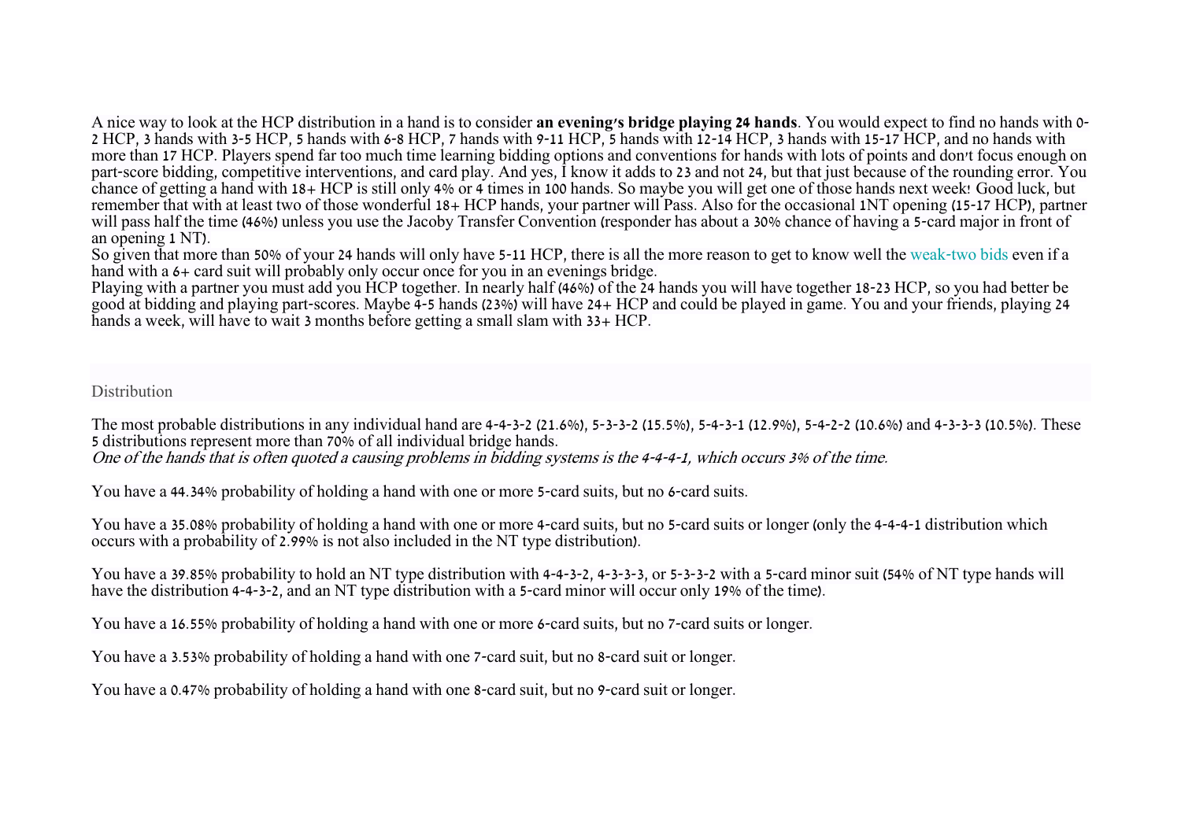A nice way to look at the HCP distribution in a hand is to consider **an evening's bridge playing 24 hands**. You would expect to find no hands with 0-2 HCP, 3 hands with 3-5 HCP, 5 hands with 6-8 HCP, 7 hands with 9-11 HCP, 5 hands with 12-14 HCP, 3 hands with 15-17 HCP, and no hands with more than 17 HCP. Players spend far too much time learning bidding options and conventions for hands with lots of points and don't focus enough on part-score bidding, competitive interventions, and card play. And yes, I know it adds to 23 and not 24, but that just because of the rounding error. You chance of getting a hand with 18+ HCP is still only 4% or 4 times in 100 hands. So maybe you will get one of those hands next week! Good luck, but remember that with at least two of those wonderful 18+ HCP hands, your partner will Pass. Also for the occasional 1NT opening (15-17 HCP), partner will pass half the time (46%) unless you use the Jacoby Transfer Convention (responder has about a 30% chance of having a 5-card major in front of an opening 1 NT).
So given that more than 50% of your 24 hands will only have 5-11 HCP, there is all the more reason to get to know well the weak-two bids even if a hand with a 6+ card suit will probably only occur once for you in an evenings bridge.
Playing with a partner you must add you HCP together. In nearly half (46%) of the 24 hands you will have together 18-23 HCP, so you had better be good at bidding and playing part-scores. Maybe 4-5 hands (23%) will have 24+ HCP and could be played in game. You and your friends, playing 24 hands a week, will have to wait 3 months before getting a small slam with 33+ HCP.

## Distribution

The most probable distributions in any individual hand are 4-4-3-2 (21.6%), 5-3-3-2 (15.5%), 5-4-3-1 (12.9%), 5-4-2-2 (10.6%) and 4-3-3-3 (10.5%). These 5 distributions represent more than 70% of all individual bridge hands.
*One of the hands that is often quoted a causing problems in bidding systems is the 4-4-4-1, which occurs 3% of the time.*

You have a 44.34% probability of holding a hand with one or more 5-card suits, but no 6-card suits.

You have a 35.08% probability of holding a hand with one or more 4-card suits, but no 5-card suits or longer (only the 4-4-4-1 distribution which occurs with a probability of 2.99% is not also included in the NT type distribution).

You have a 39.85% probability to hold an NT type distribution with 4-4-3-2, 4-3-3-3, or 5-3-3-2 with a 5-card minor suit (54% of NT type hands will have the distribution 4-4-3-2, and an NT type distribution with a 5-card minor will occur only 19% of the time).

You have a 16.55% probability of holding a hand with one or more 6-card suits, but no 7-card suits or longer.

You have a 3.53% probability of holding a hand with one 7-card suit, but no 8-card suit or longer.

You have a 0.47% probability of holding a hand with one 8-card suit, but no 9-card suit or longer.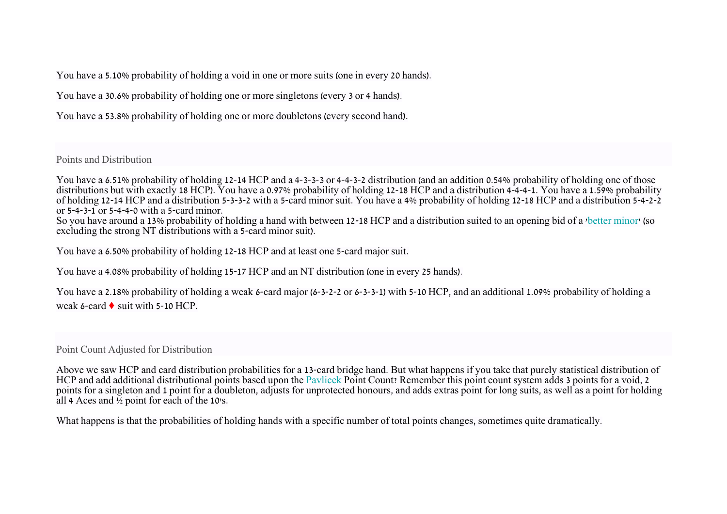You have a 5.10% probability of holding a void in one or more suits (one in every 20 hands).

You have a 30.6% probability of holding one or more singletons (every 3 or 4 hands).

You have a 53.8% probability of holding one or more doubletons (every second hand).

## Points and Distribution

You have a 6.51% probability of holding 12-14 HCP and a 4-3-3-3 or 4-4-3-2 distribution (and an addition 0.54% probability of holding one of those distributions but with exactly 18 HCP). You have a 0.97% probability of holding 12-18 HCP and a distribution 4-4-4-1. You have a 1.59% probability of holding 12-14 HCP and a distribution 5-3-3-2 with a 5-card minor suit. You have a 4% probability of holding 12-18 HCP and a distribution 5-4-2-2 or 5-4-3-1 or 5-4-4-0 with a 5-card minor.
So you have around a 13% probability of holding a hand with between 12-18 HCP and a distribution suited to an opening bid of a 'better minor' (so excluding the strong NT distributions with a 5-card minor suit).

You have a 6.50% probability of holding 12-18 HCP and at least one 5-card major suit.

You have a 4.08% probability of holding 15-17 HCP and an NT distribution (one in every 25 hands).

You have a 2.18% probability of holding a weak 6-card major (6-3-2-2 or 6-3-3-1) with 5-10 HCP, and an additional 1.09% probability of holding a weak 6-card ♦ suit with 5-10 HCP.

## Point Count Adjusted for Distribution

Above we saw HCP and card distribution probabilities for a 13-card bridge hand. But what happens if you take that purely statistical distribution of HCP and add additional distributional points based upon the Pavlicek Point Count? Remember this point count system adds 3 points for a void, 2 points for a singleton and 1 point for a doubleton, adjusts for unprotected honours, and adds extras point for long suits, as well as a point for holding all 4 Aces and ½ point for each of the 10's.

What happens is that the probabilities of holding hands with a specific number of total points changes, sometimes quite dramatically.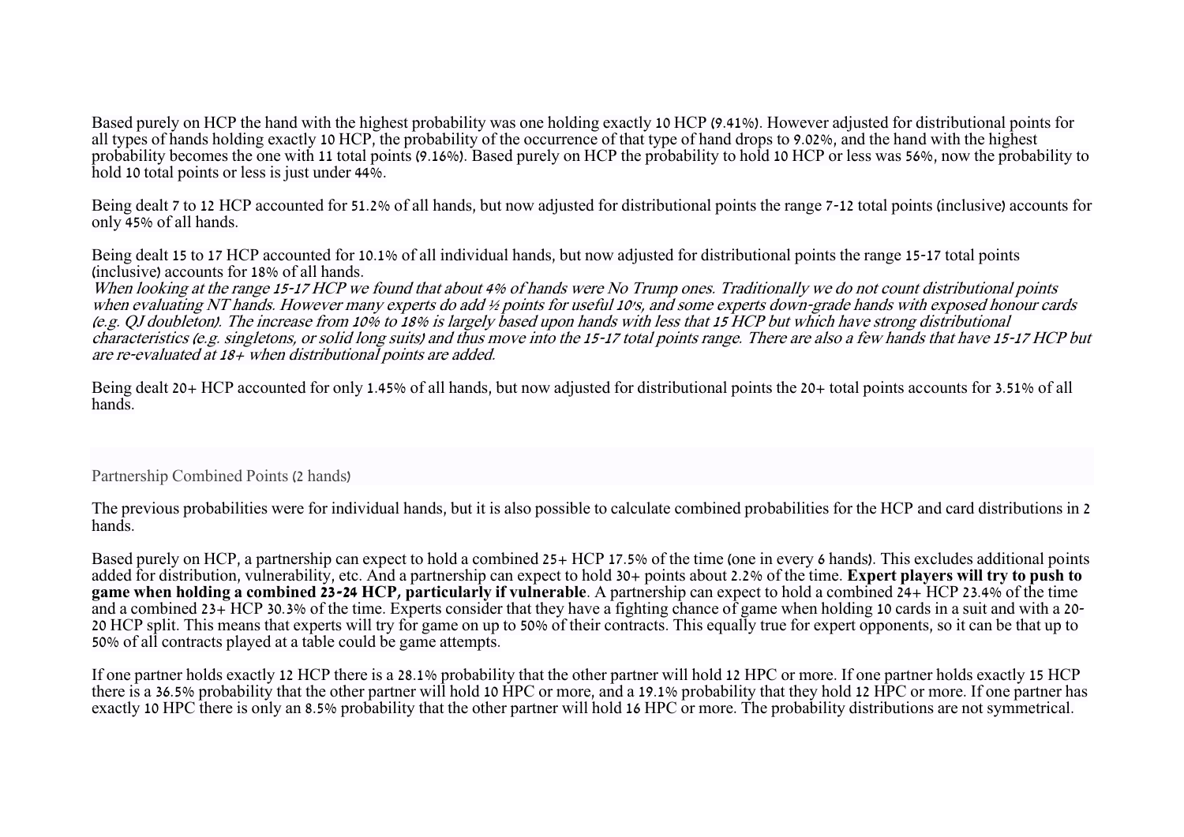Based purely on HCP the hand with the highest probability was one holding exactly 10 HCP (9.41%). However adjusted for distributional points for all types of hands holding exactly 10 HCP, the probability of the occurrence of that type of hand drops to 9.02%, and the hand with the highest probability becomes the one with 11 total points (9.16%). Based purely on HCP the probability to hold 10 HCP or less was 56%, now the probability to hold 10 total points or less is just under 44%.

Being dealt 7 to 12 HCP accounted for 51.2% of all hands, but now adjusted for distributional points the range 7-12 total points (inclusive) accounts for only 45% of all hands.

Being dealt 15 to 17 HCP accounted for 10.1% of all individual hands, but now adjusted for distributional points the range 15-17 total points (inclusive) accounts for 18% of all hands.
*When looking at the range 15-17 HCP we found that about 4% of hands were No Trump ones. Traditionally we do not count distributional points when evaluating NT hands. However many experts do add ½ points for useful 10's, and some experts down-grade hands with exposed honour cards (e.g. QJ doubleton). The increase from 10% to 18% is largely based upon hands with less that 15 HCP but which have strong distributional characteristics (e.g. singletons, or solid long suits) and thus move into the 15-17 total points range. There are also a few hands that have 15-17 HCP but are re-evaluated at 18+ when distributional points are added.*

Being dealt 20+ HCP accounted for only 1.45% of all hands, but now adjusted for distributional points the 20+ total points accounts for 3.51% of all hands.

## Partnership Combined Points (2 hands)

The previous probabilities were for individual hands, but it is also possible to calculate combined probabilities for the HCP and card distributions in 2 hands.

Based purely on HCP, a partnership can expect to hold a combined 25+ HCP 17.5% of the time (one in every 6 hands). This excludes additional points added for distribution, vulnerability, etc. And a partnership can expect to hold 30+ points about 2.2% of the time. **Expert players will try to push to game when holding a combined 23-24 HCP, particularly if vulnerable**. A partnership can expect to hold a combined 24+ HCP 23.4% of the time and a combined 23+ HCP 30.3% of the time. Experts consider that they have a fighting chance of game when holding 10 cards in a suit and with a 20-20 HCP split. This means that experts will try for game on up to 50% of their contracts. This equally true for expert opponents, so it can be that up to 50% of all contracts played at a table could be game attempts.

If one partner holds exactly 12 HCP there is a 28.1% probability that the other partner will hold 12 HPC or more. If one partner holds exactly 15 HCP there is a 36.5% probability that the other partner will hold 10 HPC or more, and a 19.1% probability that they hold 12 HPC or more. If one partner has exactly 10 HPC there is only an 8.5% probability that the other partner will hold 16 HPC or more. The probability distributions are not symmetrical.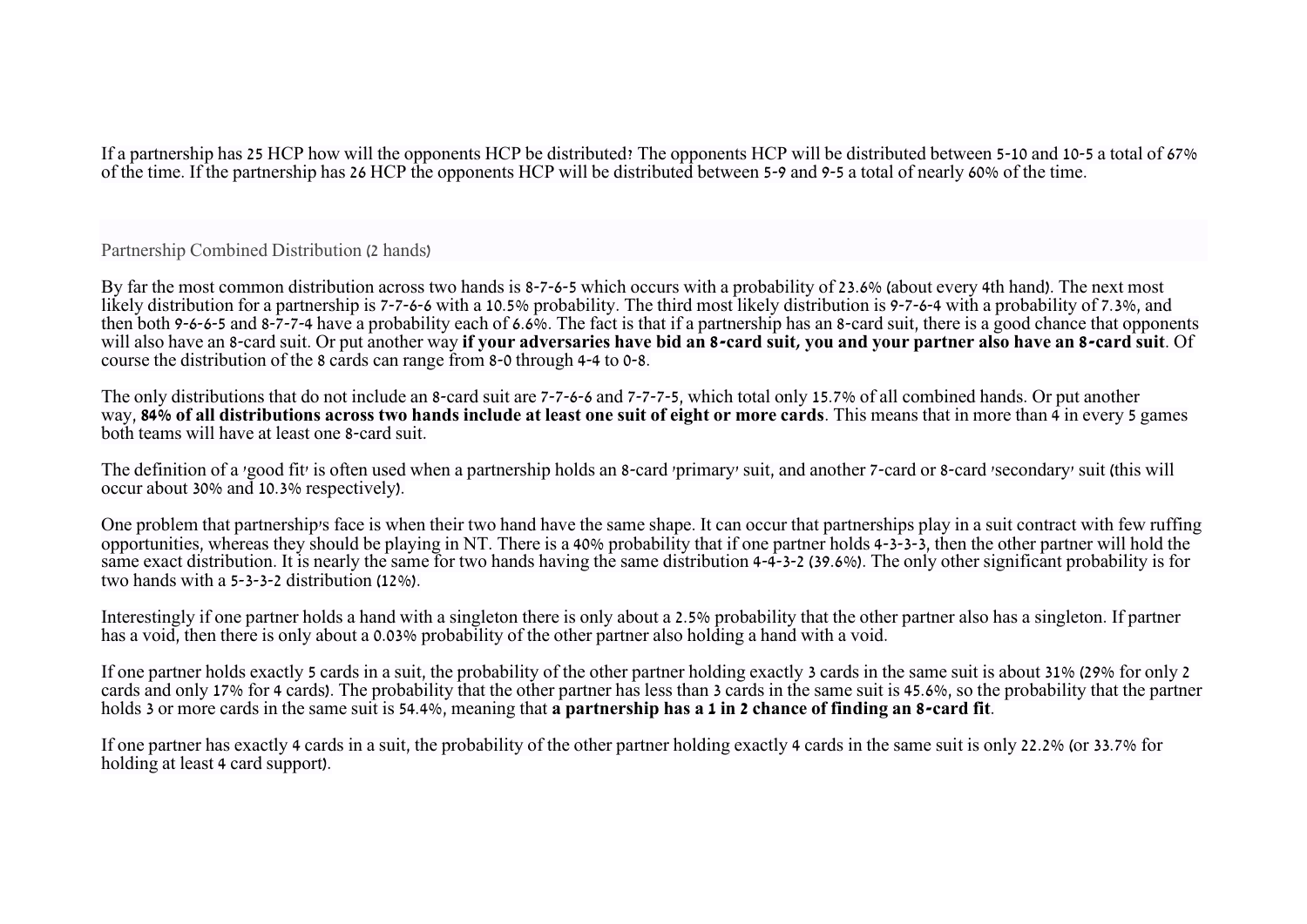If a partnership has 25 HCP how will the opponents HCP be distributed? The opponents HCP will be distributed between 5-10 and 10-5 a total of 67% of the time. If the partnership has 26 HCP the opponents HCP will be distributed between 5-9 and 9-5 a total of nearly 60% of the time.

## Partnership Combined Distribution (2 hands)

By far the most common distribution across two hands is 8-7-6-5 which occurs with a probability of 23.6% (about every 4th hand). The next most likely distribution for a partnership is 7-7-6-6 with a 10.5% probability. The third most likely distribution is 9-7-6-4 with a probability of 7.3%, and then both 9-6-6-5 and 8-7-7-4 have a probability each of 6.6%. The fact is that if a partnership has an 8-card suit, there is a good chance that opponents will also have an 8-card suit. Or put another way **if your adversaries have bid an 8-card suit, you and your partner also have an 8-card suit**. Of course the distribution of the 8 cards can range from 8-0 through 4-4 to 0-8.

The only distributions that do not include an 8-card suit are 7-7-6-6 and 7-7-7-5, which total only 15.7% of all combined hands. Or put another way, **84% of all distributions across two hands include at least one suit of eight or more cards**. This means that in more than 4 in every 5 games both teams will have at least one 8-card suit.

The definition of a 'good fit' is often used when a partnership holds an 8-card 'primary' suit, and another 7-card or 8-card 'secondary' suit (this will occur about 30% and 10.3% respectively).

One problem that partnership's face is when their two hand have the same shape. It can occur that partnerships play in a suit contract with few ruffing opportunities, whereas they should be playing in NT. There is a 40% probability that if one partner holds 4-3-3-3, then the other partner will hold the same exact distribution. It is nearly the same for two hands having the same distribution 4-4-3-2 (39.6%). The only other significant probability is for two hands with a 5-3-3-2 distribution (12%).

Interestingly if one partner holds a hand with a singleton there is only about a 2.5% probability that the other partner also has a singleton. If partner has a void, then there is only about a 0.03% probability of the other partner also holding a hand with a void.

If one partner holds exactly 5 cards in a suit, the probability of the other partner holding exactly 3 cards in the same suit is about 31% (29% for only 2 cards and only 17% for 4 cards). The probability that the other partner has less than 3 cards in the same suit is 45.6%, so the probability that the partner holds 3 or more cards in the same suit is 54.4%, meaning that **a partnership has a 1 in 2 chance of finding an 8-card fit**.

If one partner has exactly 4 cards in a suit, the probability of the other partner holding exactly 4 cards in the same suit is only 22.2% (or 33.7% for holding at least 4 card support).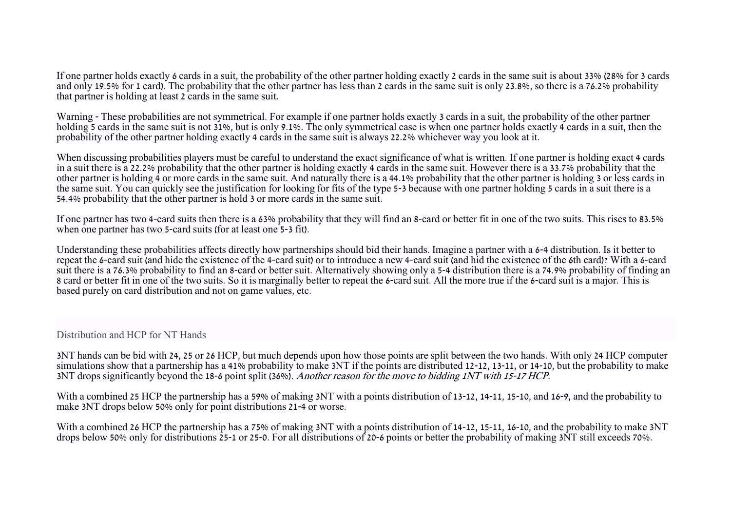If one partner holds exactly 6 cards in a suit, the probability of the other partner holding exactly 2 cards in the same suit is about 33% (28% for 3 cards and only 19.5% for 1 card). The probability that the other partner has less than 2 cards in the same suit is only 23.8%, so there is a 76.2% probability that partner is holding at least 2 cards in the same suit.

Warning - These probabilities are not symmetrical. For example if one partner holds exactly 3 cards in a suit, the probability of the other partner holding 5 cards in the same suit is not 31%, but is only 9.1%. The only symmetrical case is when one partner holds exactly 4 cards in a suit, then the probability of the other partner holding exactly 4 cards in the same suit is always 22.2% whichever way you look at it.

When discussing probabilities players must be careful to understand the exact significance of what is written. If one partner is holding exact 4 cards in a suit there is a 22.2% probability that the other partner is holding exactly 4 cards in the same suit. However there is a 33.7% probability that the other partner is holding 4 or more cards in the same suit. And naturally there is a 44.1% probability that the other partner is holding 3 or less cards in the same suit. You can quickly see the justification for looking for fits of the type 5-3 because with one partner holding 5 cards in a suit there is a 54.4% probability that the other partner is hold 3 or more cards in the same suit.

If one partner has two 4-card suits then there is a 63% probability that they will find an 8-card or better fit in one of the two suits. This rises to 83.5% when one partner has two 5-card suits (for at least one 5-3 fit).

Understanding these probabilities affects directly how partnerships should bid their hands. Imagine a partner with a 6-4 distribution. Is it better to repeat the 6-card suit (and hide the existence of the 4-card suit) or to introduce a new 4-card suit (and hid the existence of the 6th card)? With a 6-card suit there is a 76.3% probability to find an 8-card or better suit. Alternatively showing only a 5-4 distribution there is a 74.9% probability of finding an 8 card or better fit in one of the two suits. So it is marginally better to repeat the 6-card suit. All the more true if the 6-card suit is a major. This is based purely on card distribution and not on game values, etc.

## Distribution and HCP for NT Hands

3NT hands can be bid with 24, 25 or 26 HCP, but much depends upon how those points are split between the two hands. With only 24 HCP computer simulations show that a partnership has a 41% probability to make 3NT if the points are distributed 12-12, 13-11, or 14-10, but the probability to make 3NT drops significantly beyond the 18-6 point split (36%). *Another reason for the move to bidding 1NT with 15-17 HCP.*

With a combined 25 HCP the partnership has a 59% of making 3NT with a points distribution of 13-12, 14-11, 15-10, and 16-9, and the probability to make 3NT drops below 50% only for point distributions 21-4 or worse.

With a combined 26 HCP the partnership has a 75% of making 3NT with a points distribution of 14-12, 15-11, 16-10, and the probability to make 3NT drops below 50% only for distributions 25-1 or 25-0. For all distributions of 20-6 points or better the probability of making 3NT still exceeds 70%.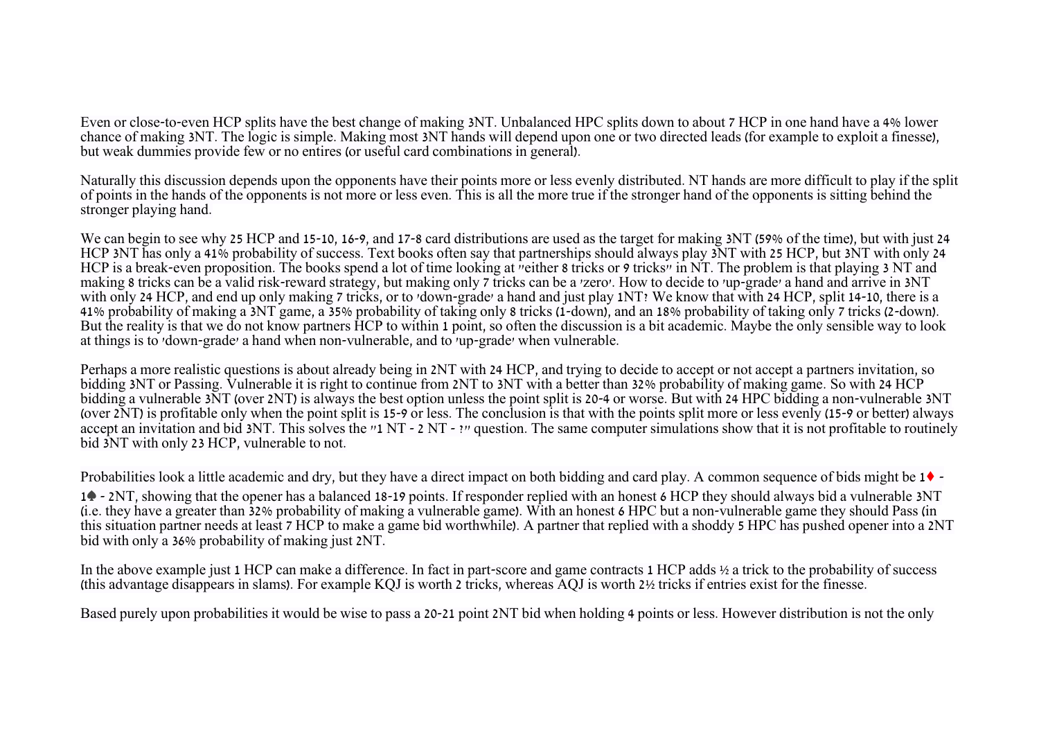Even or close-to-even HCP splits have the best change of making 3NT. Unbalanced HPC splits down to about 7 HCP in one hand have a 4% lower chance of making 3NT. The logic is simple. Making most 3NT hands will depend upon one or two directed leads (for example to exploit a finesse), but weak dummies provide few or no entires (or useful card combinations in general).

Naturally this discussion depends upon the opponents have their points more or less evenly distributed. NT hands are more difficult to play if the split of points in the hands of the opponents is not more or less even. This is all the more true if the stronger hand of the opponents is sitting behind the stronger playing hand.

We can begin to see why 25 HCP and 15-10, 16-9, and 17-8 card distributions are used as the target for making 3NT (59% of the time), but with just 24 HCP 3NT has only a 41% probability of success. Text books often say that partnerships should always play 3NT with 25 HCP, but 3NT with only 24 HCP is a break-even proposition. The books spend a lot of time looking at "either 8 tricks or 9 tricks" in NT. The problem is that playing 3 NT and making 8 tricks can be a valid risk-reward strategy, but making only 7 tricks can be a 'zero'. How to decide to 'up-grade' a hand and arrive in 3NT with only 24 HCP, and end up only making 7 tricks, or to 'down-grade' a hand and just play 1NT? We know that with 24 HCP, split 14-10, there is a 41% probability of making a 3NT game, a 35% probability of taking only 8 tricks (1-down), and an 18% probability of taking only 7 tricks (2-down). But the reality is that we do not know partners HCP to within 1 point, so often the discussion is a bit academic. Maybe the only sensible way to look at things is to 'down-grade' a hand when non-vulnerable, and to 'up-grade' when vulnerable.

Perhaps a more realistic questions is about already being in 2NT with 24 HCP, and trying to decide to accept or not accept a partners invitation, so bidding 3NT or Passing. Vulnerable it is right to continue from 2NT to 3NT with a better than 32% probability of making game. So with 24 HCP bidding a vulnerable 3NT (over 2NT) is always the best option unless the point split is 20-4 or worse. But with 24 HPC bidding a non-vulnerable 3NT (over 2NT) is profitable only when the point split is 15-9 or less. The conclusion is that with the points split more or less evenly (15-9 or better) always accept an invitation and bid 3NT. This solves the "1 NT - 2 NT - ?" question. The same computer simulations show that it is not profitable to routinely bid 3NT with only 23 HCP, vulnerable to not.

Probabilities look a little academic and dry, but they have a direct impact on both bidding and card play. A common sequence of bids might be 1♦ - 1♠ - 2NT, showing that the opener has a balanced 18-19 points. If responder replied with an honest 6 HCP they should always bid a vulnerable 3NT (i.e. they have a greater than 32% probability of making a vulnerable game). With an honest 6 HPC but a non-vulnerable game they should Pass (in this situation partner needs at least 7 HCP to make a game bid worthwhile). A partner that replied with a shoddy 5 HPC has pushed opener into a 2NT bid with only a 36% probability of making just 2NT.

In the above example just 1 HCP can make a difference. In fact in part-score and game contracts 1 HCP adds ½ a trick to the probability of success (this advantage disappears in slams). For example KQJ is worth 2 tricks, whereas AQJ is worth 2½ tricks if entries exist for the finesse.

Based purely upon probabilities it would be wise to pass a 20-21 point 2NT bid when holding 4 points or less. However distribution is not the only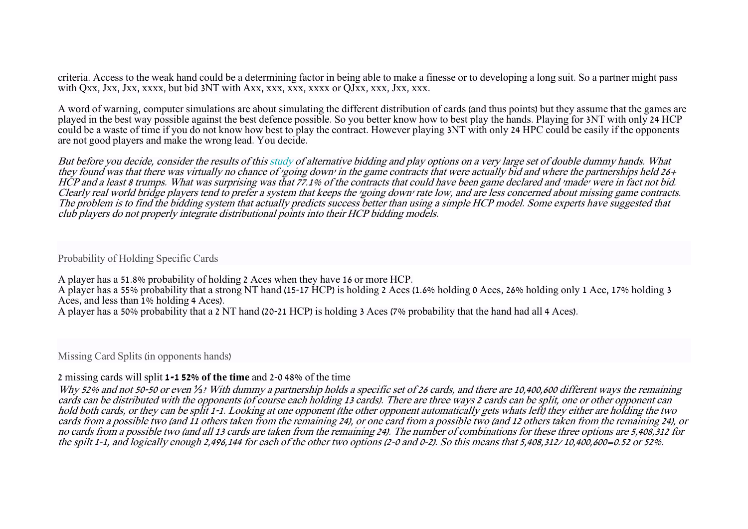criteria. Access to the weak hand could be a determining factor in being able to make a finesse or to developing a long suit. So a partner might pass with Qxx, Jxx, Jxx, xxxx, but bid 3NT with Axx, xxx, xxx, xxxx or QJxx, xxx, Jxx, xxx.

A word of warning, computer simulations are about simulating the different distribution of cards (and thus points) but they assume that the games are played in the best way possible against the best defence possible. So you better know how to best play the hands. Playing for 3NT with only 24 HCP could be a waste of time if you do not know how best to play the contract. However playing 3NT with only 24 HPC could be easily if the opponents are not good players and make the wrong lead. You decide.

*But before you decide, consider the results of this study of alternative bidding and play options on a very large set of double dummy hands. What they found was that there was virtually no chance of 'going down' in the game contracts that were actually bid and where the partnerships held 26+ HCP and a least 8 trumps. What was surprising was that 77.1% of the contracts that could have been game declared and 'made' were in fact not bid. Clearly real world bridge players tend to prefer a system that keeps the 'going down' rate low, and are less concerned about missing game contracts. The problem is to find the bidding system that actually predicts success better than using a simple HCP model. Some experts have suggested that club players do not properly integrate distributional points into their HCP bidding models.*

## Probability of Holding Specific Cards

A player has a 51.8% probability of holding 2 Aces when they have 16 or more HCP.
A player has a 55% probability that a strong NT hand (15-17 HCP) is holding 2 Aces (1.6% holding 0 Aces, 26% holding only 1 Ace, 17% holding 3 Aces, and less than 1% holding 4 Aces).
A player has a 50% probability that a 2 NT hand (20-21 HCP) is holding 3 Aces (7% probability that the hand had all 4 Aces).

## Missing Card Splits (in opponents hands)

2 missing cards will split **1-1 52% of the time** and 2-0 48% of the time

*Why 52% and not 50-50 or even ⅓? With dummy a partnership holds a specific set of 26 cards, and there are 10,400,600 different ways the remaining cards can be distributed with the opponents (of course each holding 13 cards). There are three ways 2 cards can be split, one or other opponent can hold both cards, or they can be split 1-1. Looking at one opponent (the other opponent automatically gets whats left) they either are holding the two cards from a possible two (and 11 others taken from the remaining 24), or one card from a possible two (and 12 others taken from the remaining 24), or no cards from a possible two (and all 13 cards are taken from the remaining 24). The number of combinations for these three options are 5,408,312 for the spilt 1-1, and logically enough 2,496,144 for each of the other two options (2-0 and 0-2). So this means that 5,408,312/ 10,400,600=0.52 or 52%.*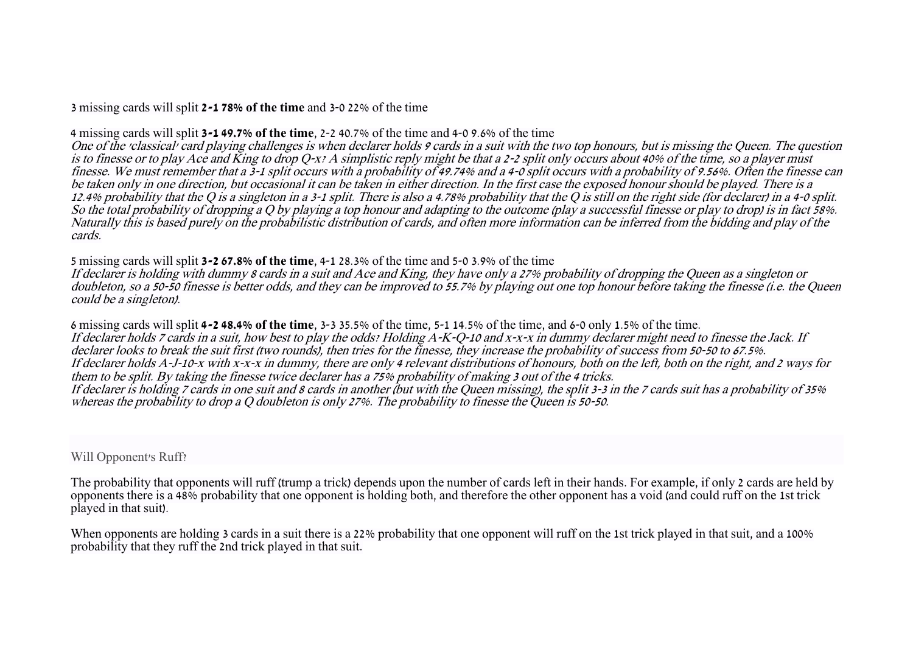3 missing cards will split **2-1 78% of the time** and 3-0 22% of the time

4 missing cards will split **3-1 49.7% of the time**, 2-2 40.7% of the time and 4-0 9.6% of the time
*One of the 'classical' card playing challenges is when declarer holds 9 cards in a suit with the two top honours, but is missing the Queen. The question is to finesse or to play Ace and King to drop Q-x? A simplistic reply might be that a 2-2 split only occurs about 40% of the time, so a player must finesse. We must remember that a 3-1 split occurs with a probability of 49.74% and a 4-0 split occurs with a probability of 9.56%. Often the finesse can be taken only in one direction, but occasional it can be taken in either direction. In the first case the exposed honour should be played. There is a 12.4% probability that the Q is a singleton in a 3-1 split. There is also a 4.78% probability that the Q is still on the right side (for declarer) in a 4-0 split. So the total probability of dropping a Q by playing a top honour and adapting to the outcome (play a successful finesse or play to drop) is in fact 58%. Naturally this is based purely on the probabilistic distribution of cards, and often more information can be inferred from the bidding and play of the cards.*

5 missing cards will split **3-2 67.8% of the time**, 4-1 28.3% of the time and 5-0 3.9% of the time
*If declarer is holding with dummy 8 cards in a suit and Ace and King, they have only a 27% probability of dropping the Queen as a singleton or doubleton, so a 50-50 finesse is better odds, and they can be improved to 55.7% by playing out one top honour before taking the finesse (i.e. the Queen could be a singleton).*

6 missing cards will split **4-2 48.4% of the time**, 3-3 35.5% of the time, 5-1 14.5% of the time, and 6-0 only 1.5% of the time.
*If declarer holds 7 cards in a suit, how best to play the odds? Holding A-K-Q-10 and x-x-x in dummy declarer might need to finesse the Jack. If declarer looks to break the suit first (two rounds), then tries for the finesse, they increase the probability of success from 50-50 to 67.5%.*
*If declarer holds A-J-10-x with x-x-x in dummy, there are only 4 relevant distributions of honours, both on the left, both on the right, and 2 ways for them to be split. By taking the finesse twice declarer has a 75% probability of making 3 out of the 4 tricks.*
*If declarer is holding 7 cards in one suit and 8 cards in another (but with the Queen missing), the split 3-3 in the 7 cards suit has a probability of 35% whereas the probability to drop a Q doubleton is only 27%. The probability to finesse the Queen is 50-50.*

## Will Opponent's Ruff?

The probability that opponents will ruff (trump a trick) depends upon the number of cards left in their hands. For example, if only 2 cards are held by opponents there is a 48% probability that one opponent is holding both, and therefore the other opponent has a void (and could ruff on the 1st trick played in that suit).

When opponents are holding 3 cards in a suit there is a 22% probability that one opponent will ruff on the 1st trick played in that suit, and a 100% probability that they ruff the 2nd trick played in that suit.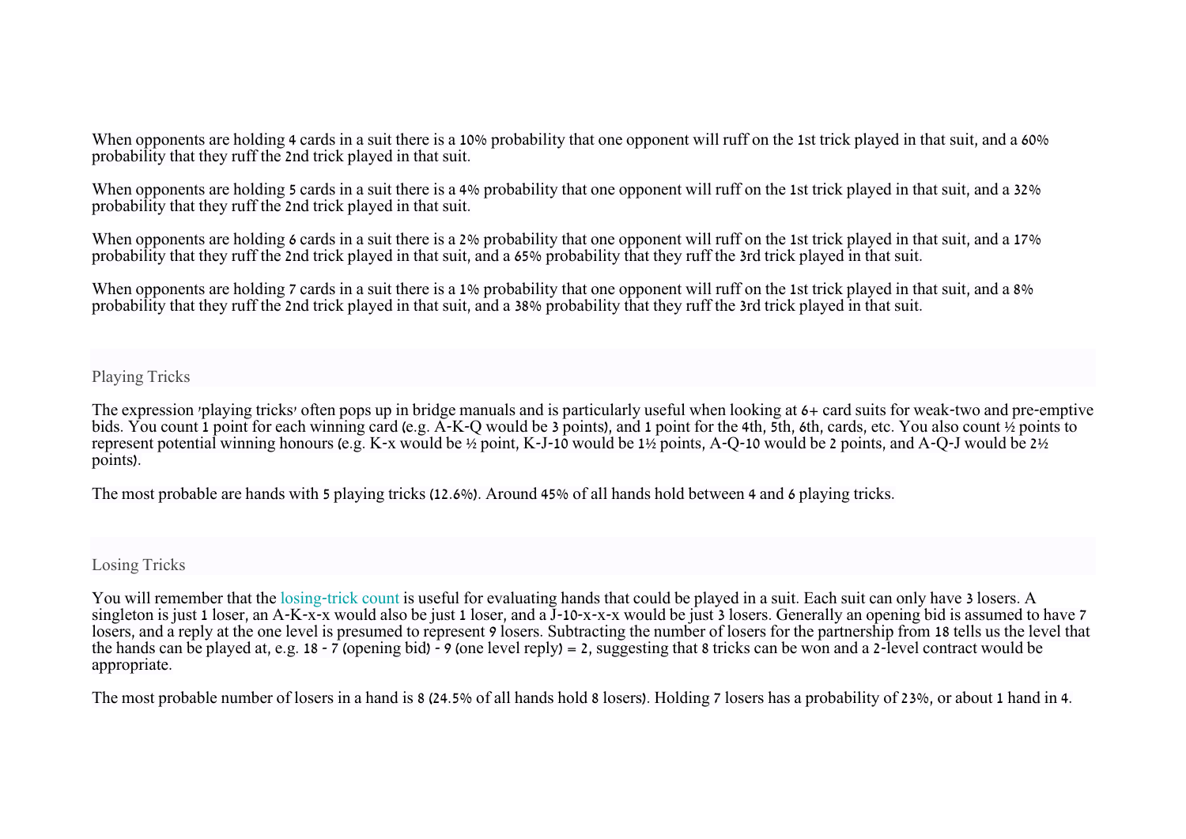When opponents are holding 4 cards in a suit there is a 10% probability that one opponent will ruff on the 1st trick played in that suit, and a 60% probability that they ruff the 2nd trick played in that suit.

When opponents are holding 5 cards in a suit there is a 4% probability that one opponent will ruff on the 1st trick played in that suit, and a 32% probability that they ruff the 2nd trick played in that suit.

When opponents are holding 6 cards in a suit there is a 2% probability that one opponent will ruff on the 1st trick played in that suit, and a 17% probability that they ruff the 2nd trick played in that suit, and a 65% probability that they ruff the 3rd trick played in that suit.

When opponents are holding 7 cards in a suit there is a 1% probability that one opponent will ruff on the 1st trick played in that suit, and a 8% probability that they ruff the 2nd trick played in that suit, and a 38% probability that they ruff the 3rd trick played in that suit.

## Playing Tricks

The expression 'playing tricks' often pops up in bridge manuals and is particularly useful when looking at 6+ card suits for weak-two and pre-emptive bids. You count 1 point for each winning card (e.g. A-K-Q would be 3 points), and 1 point for the 4th, 5th, 6th, cards, etc. You also count ½ points to represent potential winning honours (e.g. K-x would be ½ point, K-J-10 would be 1½ points, A-Q-10 would be 2 points, and A-Q-J would be 2½ points).

The most probable are hands with 5 playing tricks (12.6%). Around 45% of all hands hold between 4 and 6 playing tricks.

## Losing Tricks

You will remember that the losing-trick count is useful for evaluating hands that could be played in a suit. Each suit can only have 3 losers. A singleton is just 1 loser, an A-K-x-x would also be just 1 loser, and a J-10-x-x-x would be just 3 losers. Generally an opening bid is assumed to have 7 losers, and a reply at the one level is presumed to represent 9 losers. Subtracting the number of losers for the partnership from 18 tells us the level that the hands can be played at, e.g. 18 - 7 (opening bid) - 9 (one level reply) = 2, suggesting that 8 tricks can be won and a 2-level contract would be appropriate.

The most probable number of losers in a hand is 8 (24.5% of all hands hold 8 losers). Holding 7 losers has a probability of 23%, or about 1 hand in 4.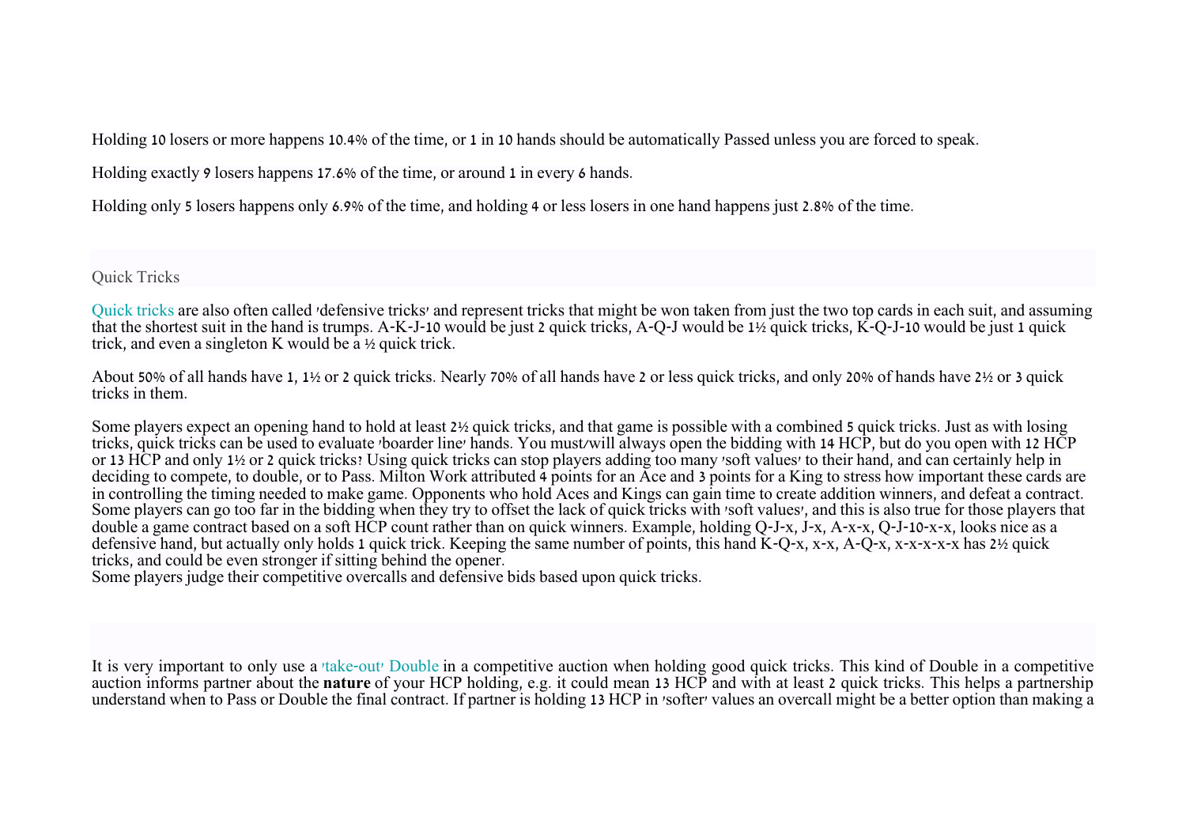Holding 10 losers or more happens 10.4% of the time, or 1 in 10 hands should be automatically Passed unless you are forced to speak.

Holding exactly 9 losers happens 17.6% of the time, or around 1 in every 6 hands.

Holding only 5 losers happens only 6.9% of the time, and holding 4 or less losers in one hand happens just 2.8% of the time.

## Quick Tricks

Quick tricks are also often called 'defensive tricks' and represent tricks that might be won taken from just the two top cards in each suit, and assuming that the shortest suit in the hand is trumps. A-K-J-10 would be just 2 quick tricks, A-Q-J would be 1½ quick tricks, K-Q-J-10 would be just 1 quick trick, and even a singleton K would be a ½ quick trick.

About 50% of all hands have 1, 1½ or 2 quick tricks. Nearly 70% of all hands have 2 or less quick tricks, and only 20% of hands have 2½ or 3 quick tricks in them.

Some players expect an opening hand to hold at least 2½ quick tricks, and that game is possible with a combined 5 quick tricks. Just as with losing tricks, quick tricks can be used to evaluate 'boarder line' hands. You must/will always open the bidding with 14 HCP, but do you open with 12 HCP or 13 HCP and only 1½ or 2 quick tricks? Using quick tricks can stop players adding too many 'soft values' to their hand, and can certainly help in deciding to compete, to double, or to Pass. Milton Work attributed 4 points for an Ace and 3 points for a King to stress how important these cards are in controlling the timing needed to make game. Opponents who hold Aces and Kings can gain time to create addition winners, and defeat a contract. Some players can go too far in the bidding when they try to offset the lack of quick tricks with 'soft values', and this is also true for those players that double a game contract based on a soft HCP count rather than on quick winners. Example, holding Q-J-x, J-x, A-x-x, Q-J-10-x-x, looks nice as a defensive hand, but actually only holds 1 quick trick. Keeping the same number of points, this hand K-Q-x, x-x, A-Q-x, x-x-x-x-x has 2½ quick tricks, and could be even stronger if sitting behind the opener.
Some players judge their competitive overcalls and defensive bids based upon quick tricks.

It is very important to only use a 'take-out' Double in a competitive auction when holding good quick tricks. This kind of Double in a competitive auction informs partner about the **nature** of your HCP holding, e.g. it could mean 13 HCP and with at least 2 quick tricks. This helps a partnership understand when to Pass or Double the final contract. If partner is holding 13 HCP in 'softer' values an overcall might be a better option than making a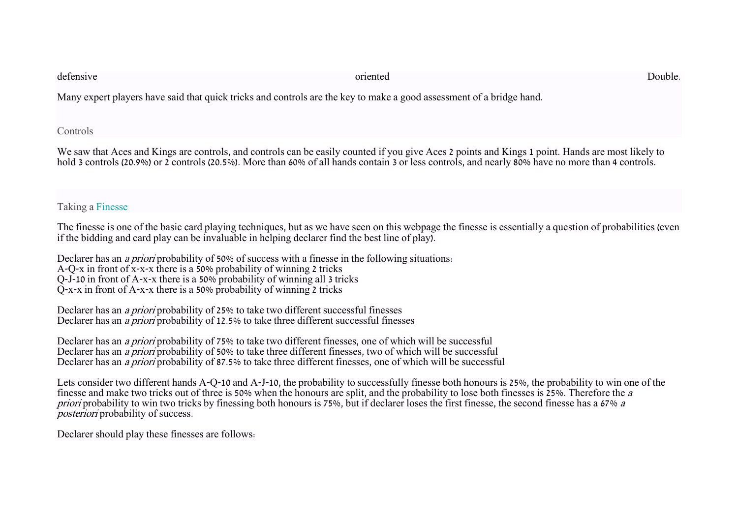defensive oriented Double.

Many expert players have said that quick tricks and controls are the key to make a good assessment of a bridge hand.

## Controls

We saw that Aces and Kings are controls, and controls can be easily counted if you give Aces 2 points and Kings 1 point. Hands are most likely to hold 3 controls (20.9%) or 2 controls (20.5%). More than 60% of all hands contain 3 or less controls, and nearly 80% have no more than 4 controls.

## Taking a Finesse

The finesse is one of the basic card playing techniques, but as we have seen on this webpage the finesse is essentially a question of probabilities (even if the bidding and card play can be invaluable in helping declarer find the best line of play).

Declarer has an *a priori* probability of 50% of success with a finesse in the following situations:
A-Q-x in front of x-x-x there is a 50% probability of winning 2 tricks
Q-J-10 in front of A-x-x there is a 50% probability of winning all 3 tricks
Q-x-x in front of A-x-x there is a 50% probability of winning 2 tricks

Declarer has an *a priori* probability of 25% to take two different successful finesses
Declarer has an *a priori* probability of 12.5% to take three different successful finesses

Declarer has an *a priori* probability of 75% to take two different finesses, one of which will be successful
Declarer has an *a priori* probability of 50% to take three different finesses, two of which will be successful
Declarer has an *a priori* probability of 87.5% to take three different finesses, one of which will be successful

Lets consider two different hands A-Q-10 and A-J-10, the probability to successfully finesse both honours is 25%, the probability to win one of the finesse and make two tricks out of three is 50% when the honours are split, and the probability to lose both finesses is 25%. Therefore the *a priori* probability to win two tricks by finessing both honours is 75%, but if declarer loses the first finesse, the second finesse has a 67% *a posteriori* probability of success.

Declarer should play these finesses are follows: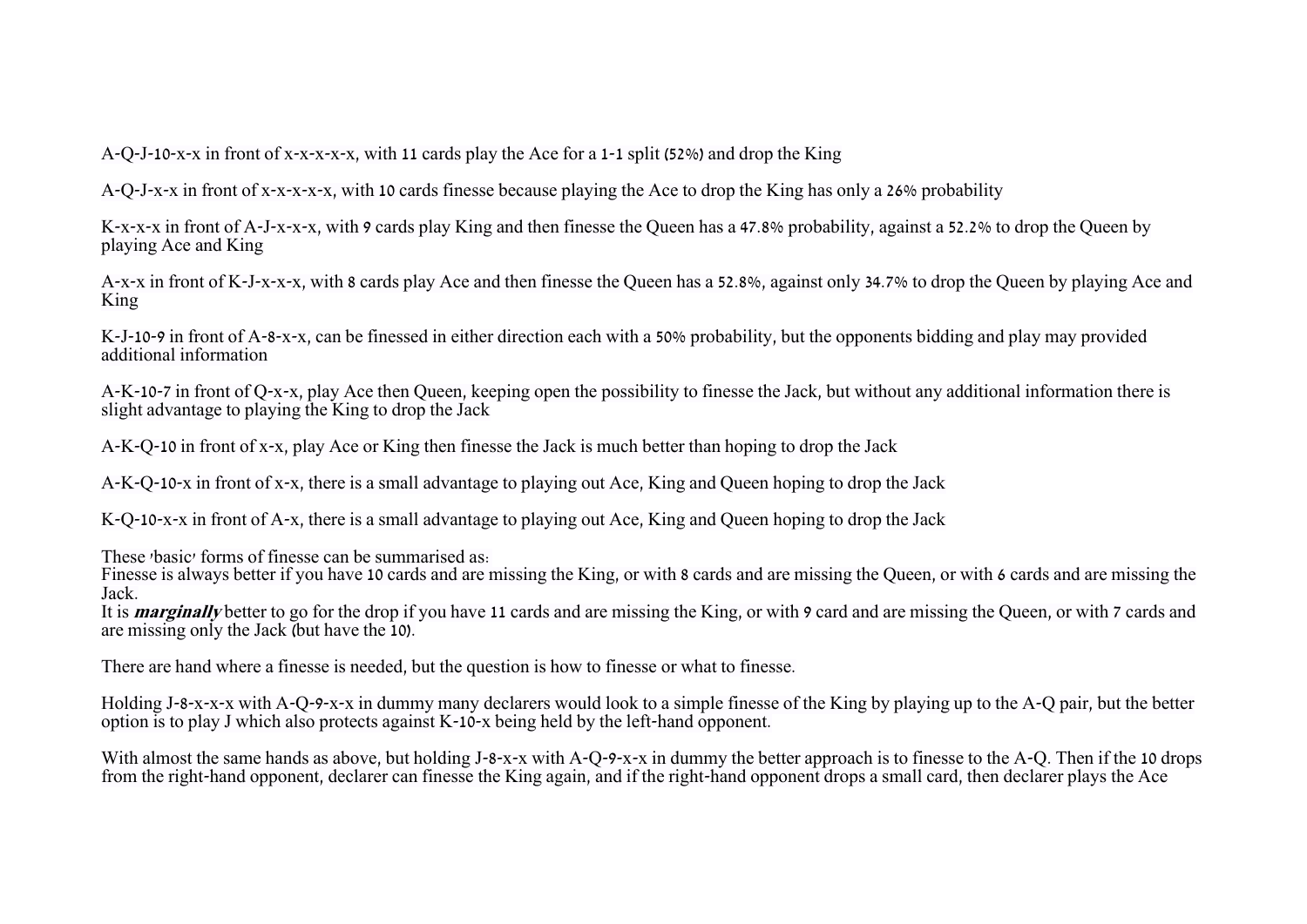A-Q-J-10-x-x in front of x-x-x-x-x, with 11 cards play the Ace for a 1-1 split (52%) and drop the King

A-Q-J-x-x in front of x-x-x-x-x, with 10 cards finesse because playing the Ace to drop the King has only a 26% probability

K-x-x-x in front of A-J-x-x-x, with 9 cards play King and then finesse the Queen has a 47.8% probability, against a 52.2% to drop the Queen by playing Ace and King

A-x-x in front of K-J-x-x-x, with 8 cards play Ace and then finesse the Queen has a 52.8%, against only 34.7% to drop the Queen by playing Ace and King

K-J-10-9 in front of A-8-x-x, can be finessed in either direction each with a 50% probability, but the opponents bidding and play may provided additional information

A-K-10-7 in front of Q-x-x, play Ace then Queen, keeping open the possibility to finesse the Jack, but without any additional information there is slight advantage to playing the King to drop the Jack

A-K-Q-10 in front of x-x, play Ace or King then finesse the Jack is much better than hoping to drop the Jack

A-K-Q-10-x in front of x-x, there is a small advantage to playing out Ace, King and Queen hoping to drop the Jack

K-Q-10-x-x in front of A-x, there is a small advantage to playing out Ace, King and Queen hoping to drop the Jack

These 'basic' forms of finesse can be summarised as:
Finesse is always better if you have 10 cards and are missing the King, or with 8 cards and are missing the Queen, or with 6 cards and are missing the Jack.
It is ***marginally*** better to go for the drop if you have 11 cards and are missing the King, or with 9 card and are missing the Queen, or with 7 cards and are missing only the Jack (but have the 10).

There are hand where a finesse is needed, but the question is how to finesse or what to finesse.

Holding J-8-x-x-x with A-Q-9-x-x in dummy many declarers would look to a simple finesse of the King by playing up to the A-Q pair, but the better option is to play J which also protects against K-10-x being held by the left-hand opponent.

With almost the same hands as above, but holding J-8-x-x with A-Q-9-x-x in dummy the better approach is to finesse to the A-Q. Then if the 10 drops from the right-hand opponent, declarer can finesse the King again, and if the right-hand opponent drops a small card, then declarer plays the Ace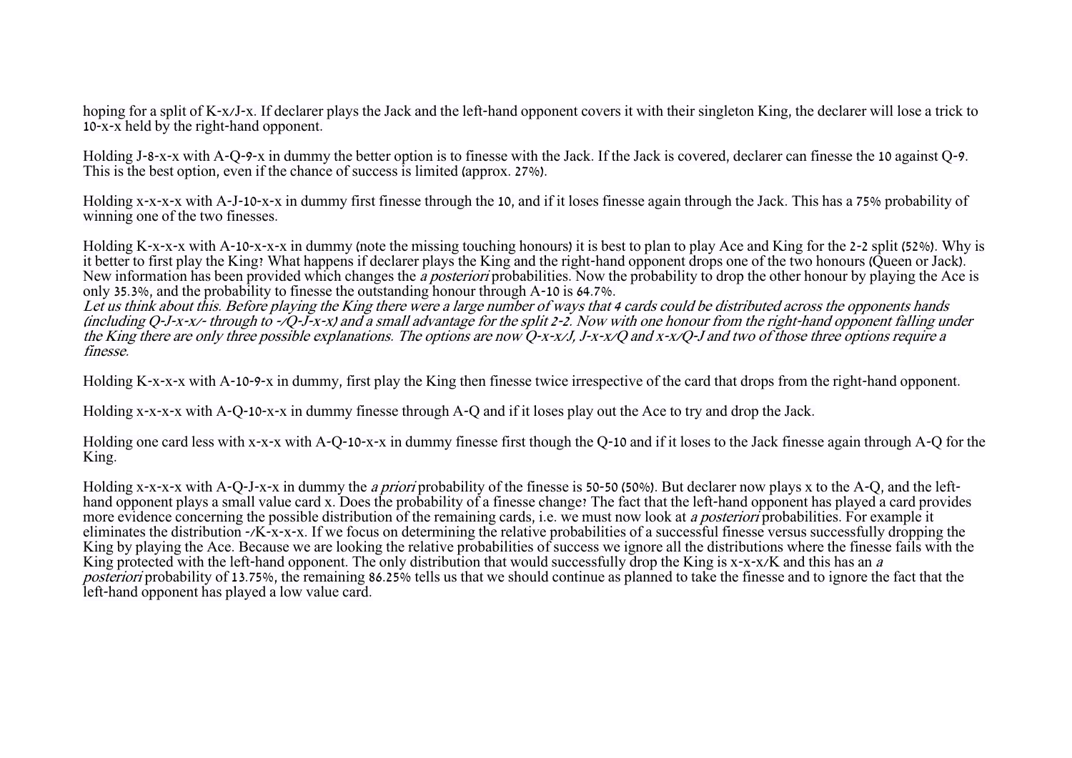hoping for a split of K-x/J-x. If declarer plays the Jack and the left-hand opponent covers it with their singleton King, the declarer will lose a trick to 10-x-x held by the right-hand opponent.

Holding J-8-x-x with A-Q-9-x in dummy the better option is to finesse with the Jack. If the Jack is covered, declarer can finesse the 10 against Q-9. This is the best option, even if the chance of success is limited (approx. 27%).

Holding x-x-x-x with A-J-10-x-x in dummy first finesse through the 10, and if it loses finesse again through the Jack. This has a 75% probability of winning one of the two finesses.

Holding K-x-x-x with A-10-x-x-x in dummy (note the missing touching honours) it is best to plan to play Ace and King for the 2-2 split (52%). Why is it better to first play the King? What happens if declarer plays the King and the right-hand opponent drops one of the two honours (Queen or Jack). New information has been provided which changes the *a posteriori* probabilities. Now the probability to drop the other honour by playing the Ace is only 35.3%, and the probability to finesse the outstanding honour through A-10 is 64.7%.
*Let us think about this. Before playing the King there were a large number of ways that 4 cards could be distributed across the opponents hands (including Q-J-x-x/- through to -/Q-J-x-x) and a small advantage for the split 2-2. Now with one honour from the right-hand opponent falling under the King there are only three possible explanations. The options are now Q-x-x/J, J-x-x/Q and x-x/Q-J and two of those three options require a finesse.*

Holding K-x-x-x with A-10-9-x in dummy, first play the King then finesse twice irrespective of the card that drops from the right-hand opponent.

Holding x-x-x-x with A-Q-10-x-x in dummy finesse through A-Q and if it loses play out the Ace to try and drop the Jack.

Holding one card less with x-x-x with A-Q-10-x-x in dummy finesse first though the Q-10 and if it loses to the Jack finesse again through A-Q for the King.

Holding x-x-x-x with A-Q-J-x-x in dummy the *a priori* probability of the finesse is 50-50 (50%). But declarer now plays x to the A-Q, and the left-hand opponent plays a small value card x. Does the probability of a finesse change? The fact that the left-hand opponent has played a card provides more evidence concerning the possible distribution of the remaining cards, i.e. we must now look at *a posteriori* probabilities. For example it eliminates the distribution -/K-x-x-x. If we focus on determining the relative probabilities of a successful finesse versus successfully dropping the King by playing the Ace. Because we are looking the relative probabilities of success we ignore all the distributions where the finesse fails with the King protected with the left-hand opponent. The only distribution that would successfully drop the King is x-x-x/K and this has an *a posteriori* probability of 13.75%, the remaining 86.25% tells us that we should continue as planned to take the finesse and to ignore the fact that the left-hand opponent has played a low value card.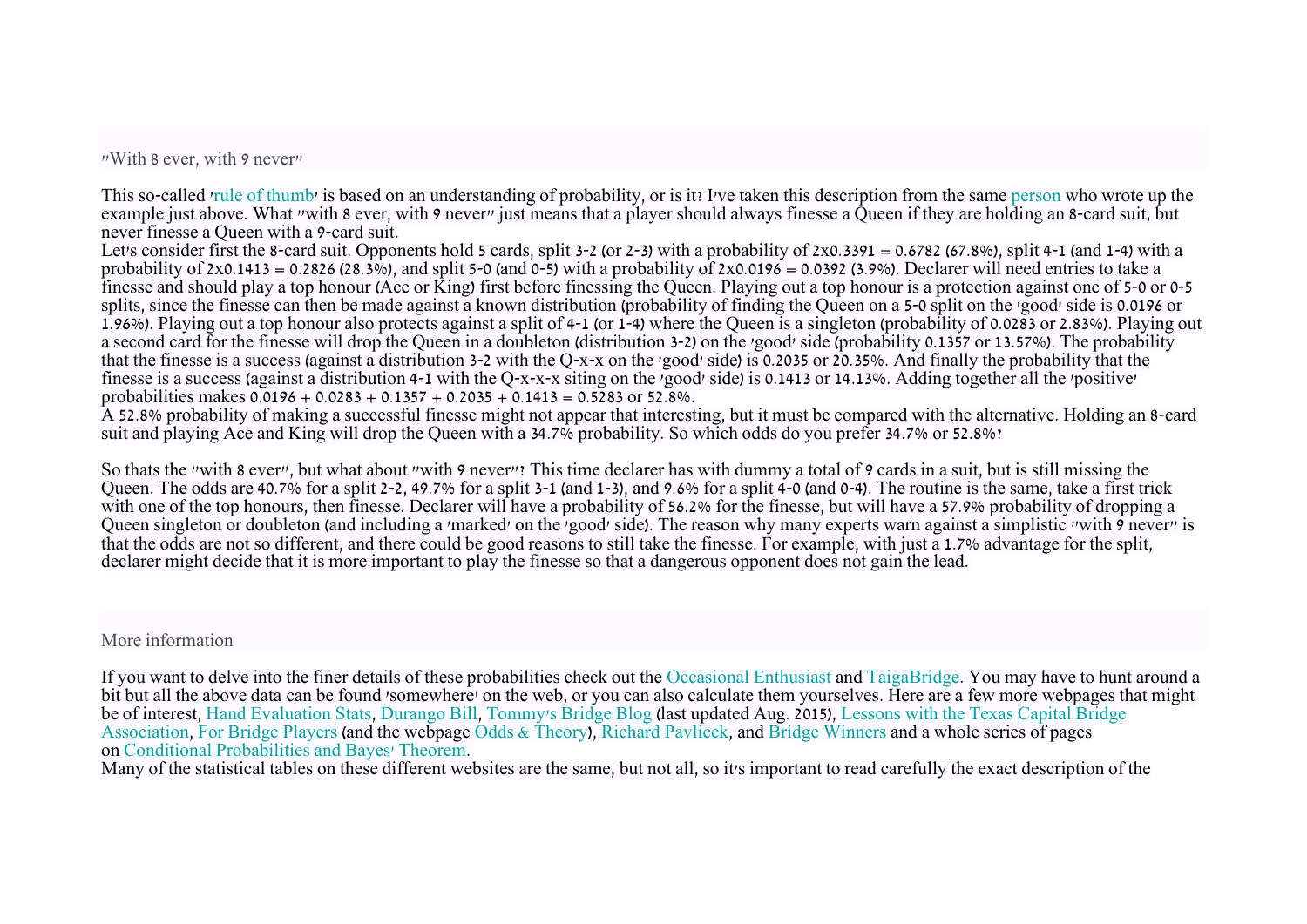## "With 8 ever, with 9 never"

This so-called 'rule of thumb' is based on an understanding of probability, or is it? I've taken this description from the same person who wrote up the example just above. What "with 8 ever, with 9 never" just means that a player should always finesse a Queen if they are holding an 8-card suit, but never finesse a Queen with a 9-card suit.

Let's consider first the 8-card suit. Opponents hold 5 cards, split 3-2 (or 2-3) with a probability of 2x0.3391 = 0.6782 (67.8%), split 4-1 (and 1-4) with a probability of 2x0.1413 = 0.2826 (28.3%), and split 5-0 (and 0-5) with a probability of 2x0.0196 = 0.0392 (3.9%). Declarer will need entries to take a finesse and should play a top honour (Ace or King) first before finessing the Queen. Playing out a top honour is a protection against one of 5-0 or 0-5 splits, since the finesse can then be made against a known distribution (probability of finding the Queen on a 5-0 split on the 'good' side is 0.0196 or 1.96%). Playing out a top honour also protects against a split of 4-1 (or 1-4) where the Queen is a singleton (probability of 0.0283 or 2.83%). Playing out a second card for the finesse will drop the Queen in a doubleton (distribution 3-2) on the 'good' side (probability 0.1357 or 13.57%). The probability that the finesse is a success (against a distribution 3-2 with the Q-x-x on the 'good' side) is 0.2035 or 20.35%. And finally the probability that the finesse is a success (against a distribution 4-1 with the Q-x-x-x siting on the 'good' side) is 0.1413 or 14.13%. Adding together all the 'positive' probabilities makes 0.0196 + 0.0283 + 0.1357 + 0.2035 + 0.1413 = 0.5283 or 52.8%.

A 52.8% probability of making a successful finesse might not appear that interesting, but it must be compared with the alternative. Holding an 8-card suit and playing Ace and King will drop the Queen with a 34.7% probability. So which odds do you prefer 34.7% or 52.8%?

So thats the "with 8 ever", but what about "with 9 never"? This time declarer has with dummy a total of 9 cards in a suit, but is still missing the Queen. The odds are 40.7% for a split 2-2, 49.7% for a split 3-1 (and 1-3), and 9.6% for a split 4-0 (and 0-4). The routine is the same, take a first trick with one of the top honours, then finesse. Declarer will have a probability of 56.2% for the finesse, but will have a 57.9% probability of dropping a Queen singleton or doubleton (and including a 'marked' on the 'good' side). The reason why many experts warn against a simplistic "with 9 never" is that the odds are not so different, and there could be good reasons to still take the finesse. For example, with just a 1.7% advantage for the split, declarer might decide that it is more important to play the finesse so that a dangerous opponent does not gain the lead.

## More information

If you want to delve into the finer details of these probabilities check out the Occasional Enthusiast and TaigaBridge. You may have to hunt around a bit but all the above data can be found 'somewhere' on the web, or you can also calculate them yourselves. Here are a few more webpages that might be of interest, Hand Evaluation Stats, Durango Bill, Tommy's Bridge Blog (last updated Aug. 2015), Lessons with the Texas Capital Bridge Association, For Bridge Players (and the webpage Odds & Theory), Richard Pavlicek, and Bridge Winners and a whole series of pages on Conditional Probabilities and Bayes' Theorem.

Many of the statistical tables on these different websites are the same, but not all, so it's important to read carefully the exact description of the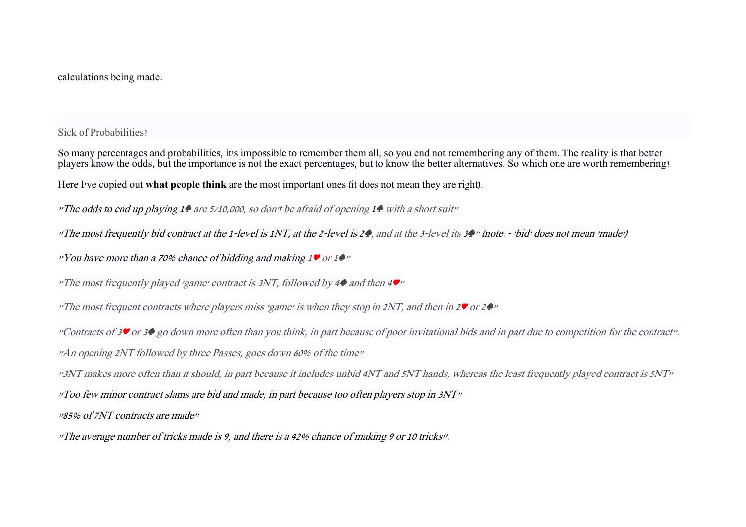calculations being made.

## Sick of Probabilities?

So many percentages and probabilities, it's impossible to remember them all, so you end not remembering any of them. The reality is that better players know the odds, but the importance is not the exact percentages, but to know the better alternatives. So which one are worth remembering?

Here I've copied out **what people think** are the most important ones (it does not mean they are right).

*"The odds to end up playing 1♣ are 5/10,000, so don't be afraid of opening 1♣ with a short suit"*

*"The most frequently bid contract at the 1-level is 1NT, at the 2-level is 2♠, and at the 3-level its 3♠"* (note: - 'bid' does not mean 'made')

*"You have more than a 70% chance of bidding and making 1♥ or 1♠"*

*"The most frequently played 'game' contract is 3NT, followed by 4♠ and then 4♥"*

*"The most frequent contracts where players miss 'game' is when they stop in 2NT, and then in 2♥ or 2♠"*

*"Contracts of 3♥ or 3♠ go down more often than you think, in part because of poor invitational bids and in part due to competition for the contract"*.

*"An opening 2NT followed by three Passes, goes down 60% of the time"*

*"3NT makes more often than it should, in part because it includes unbid 4NT and 5NT hands, whereas the least frequently played contract is 5NT"*

*"Too few minor contract slams are bid and made, in part because too often players stop in 3NT"*

*"85% of 7NT contracts are made"*

*"The average number of tricks made is 9, and there is a 42% chance of making 9 or 10 tricks"*.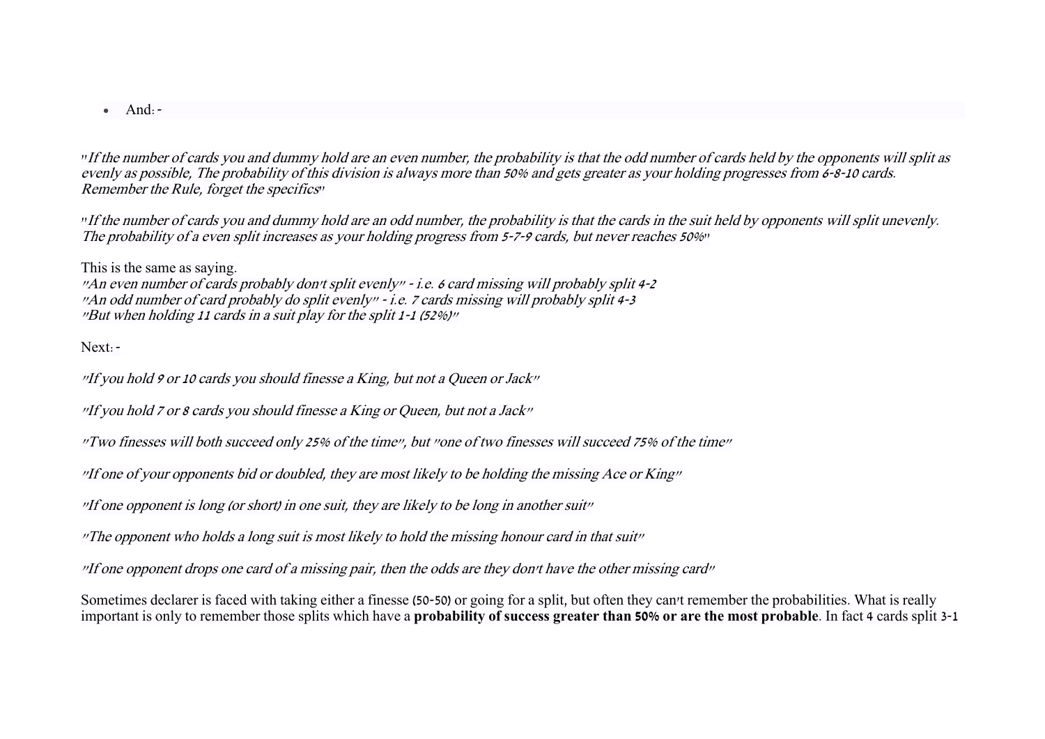- And: -

*"If the number of cards you and dummy hold are an even number, the probability is that the odd number of cards held by the opponents will split as evenly as possible, The probability of this division is always more than 50% and gets greater as your holding progresses from 6-8-10 cards. Remember the Rule, forget the specifics"*

*"If the number of cards you and dummy hold are an odd number, the probability is that the cards in the suit held by opponents will split unevenly. The probability of a even split increases as your holding progress from 5-7-9 cards, but never reaches 50%"*

This is the same as saying.
*"An even number of cards probably don't split evenly" - i.e. 6 card missing will probably split 4-2*
*"An odd number of card probably do split evenly" - i.e. 7 cards missing will probably split 4-3*
*"But when holding 11 cards in a suit play for the split 1-1 (52%)"*

Next: -

*"If you hold 9 or 10 cards you should finesse a King, but not a Queen or Jack"*

*"If you hold 7 or 8 cards you should finesse a King or Queen, but not a Jack"*

*"Two finesses will both succeed only 25% of the time", but "one of two finesses will succeed 75% of the time"*

*"If one of your opponents bid or doubled, they are most likely to be holding the missing Ace or King"*

*"If one opponent is long (or short) in one suit, they are likely to be long in another suit"*

*"The opponent who holds a long suit is most likely to hold the missing honour card in that suit"*

*"If one opponent drops one card of a missing pair, then the odds are they don't have the other missing card"*

Sometimes declarer is faced with taking either a finesse (50-50) or going for a split, but often they can't remember the probabilities. What is really important is only to remember those splits which have a **probability of success greater than 50% or are the most probable**. In fact 4 cards split 3-1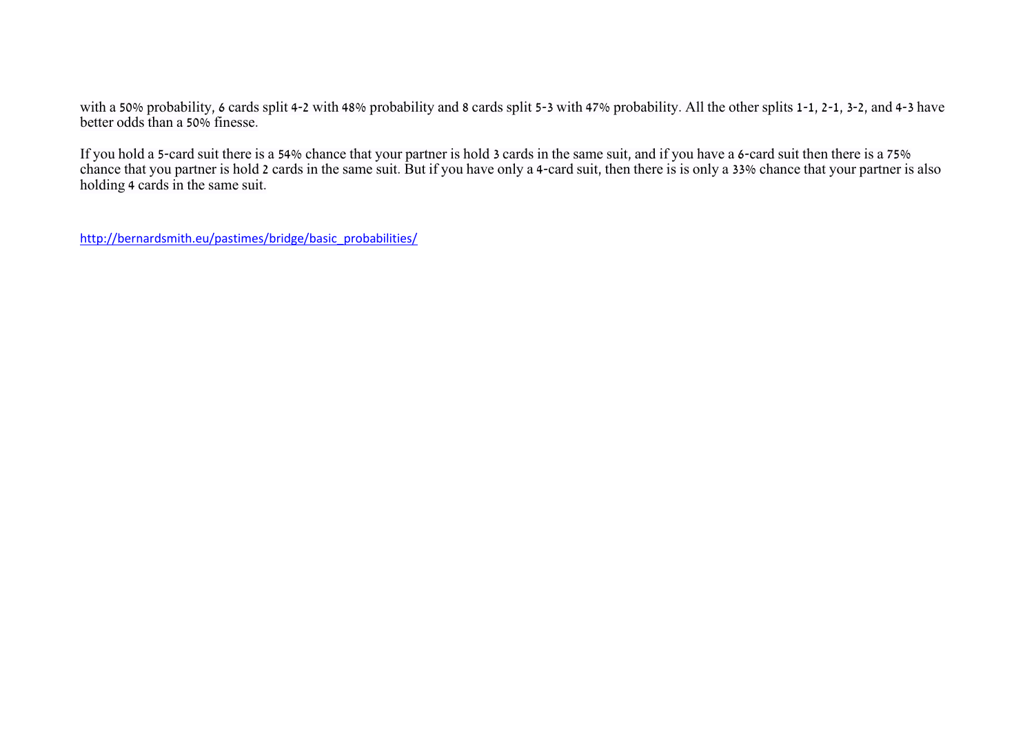with a 50% probability, 6 cards split 4-2 with 48% probability and 8 cards split 5-3 with 47% probability. All the other splits 1-1, 2-1, 3-2, and 4-3 have better odds than a 50% finesse.

If you hold a 5-card suit there is a 54% chance that your partner is hold 3 cards in the same suit, and if you have a 6-card suit then there is a 75% chance that you partner is hold 2 cards in the same suit. But if you have only a 4-card suit, then there is is only a 33% chance that your partner is also holding 4 cards in the same suit.

http://bernardsmith.eu/pastimes/bridge/basic_probabilities/